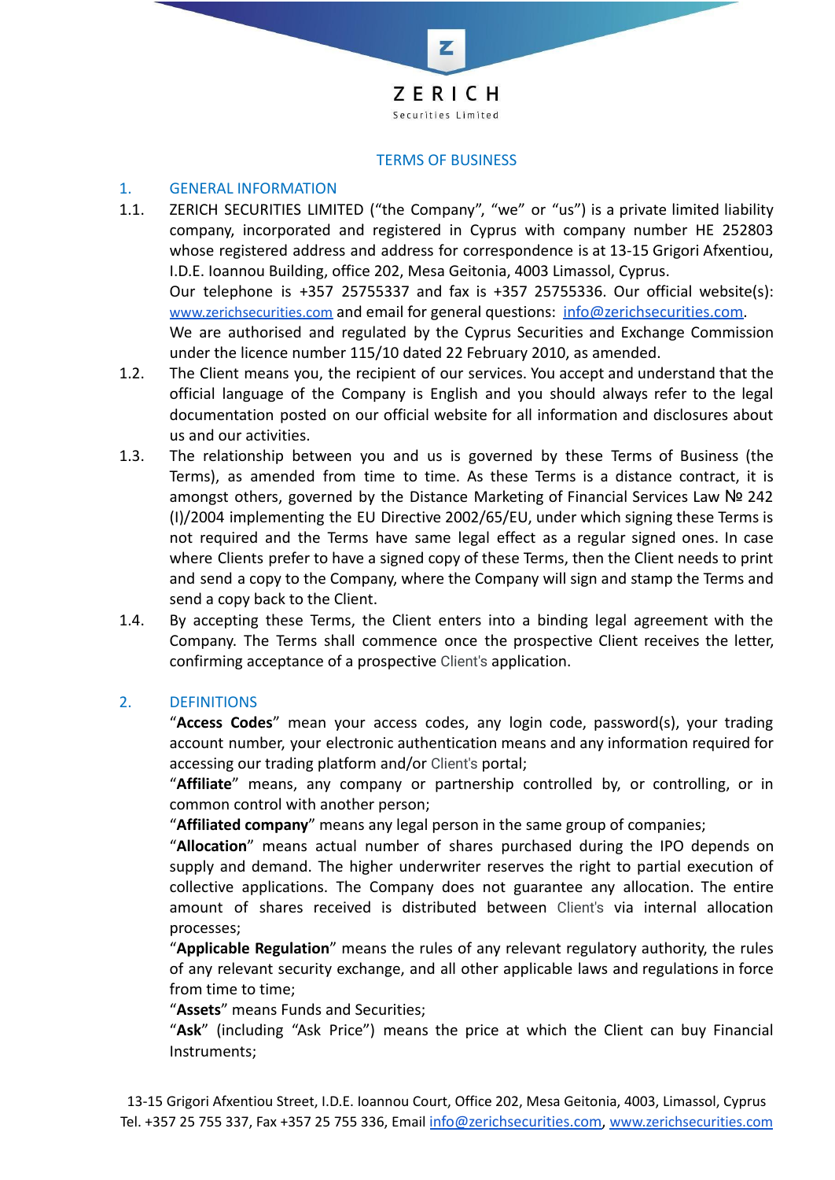ZERICH

Securities Limited

# TERMS OF BUSINESS

## 1. GENERAL INFORMATION

1.1. ZERICH SECURITIES LIMITED ("the Company", "we" or "us") is a private limited liability company, incorporated and registered in Cyprus with company number HE 252803 whose registered address and address for correspondence is at 13-15 Grigori Afxentiou, I.D.E. Ioannou Building, office 202, Mesa Geitonia, 4003 Limassol, Cyprus.
Our telephone is +357 25755337 and fax is +357 25755336. Our official website(s): www.zerichsecurities.com and email for general questions: info@zerichsecurities.com.
We are authorised and regulated by the Cyprus Securities and Exchange Commission under the licence number 115/10 dated 22 February 2010, as amended.

1.2. The Client means you, the recipient of our services. You accept and understand that the official language of the Company is English and you should always refer to the legal documentation posted on our official website for all information and disclosures about us and our activities.

1.3. The relationship between you and us is governed by these Terms of Business (the Terms), as amended from time to time. As these Terms is a distance contract, it is amongst others, governed by the Distance Marketing of Financial Services Law № 242 (I)/2004 implementing the EU Directive 2002/65/EU, under which signing these Terms is not required and the Terms have same legal effect as a regular signed ones. In case where Clients prefer to have a signed copy of these Terms, then the Client needs to print and send a copy to the Company, where the Company will sign and stamp the Terms and send a copy back to the Client.

1.4. By accepting these Terms, the Client enters into a binding legal agreement with the Company. The Terms shall commence once the prospective Client receives the letter, confirming acceptance of a prospective Client's application.

## 2. DEFINITIONS

"**Access Codes**" mean your access codes, any login code, password(s), your trading account number, your electronic authentication means and any information required for accessing our trading platform and/or Client's portal;

"**Affiliate**" means, any company or partnership controlled by, or controlling, or in common control with another person;

"**Affiliated company**" means any legal person in the same group of companies;

"**Allocation**" means actual number of shares purchased during the IPO depends on supply and demand. The higher underwriter reserves the right to partial execution of collective applications. The Company does not guarantee any allocation. The entire amount of shares received is distributed between Client's via internal allocation processes;

"**Applicable Regulation**" means the rules of any relevant regulatory authority, the rules of any relevant security exchange, and all other applicable laws and regulations in force from time to time;

"**Assets**" means Funds and Securities;

"**Ask**" (including "Ask Price") means the price at which the Client can buy Financial Instruments;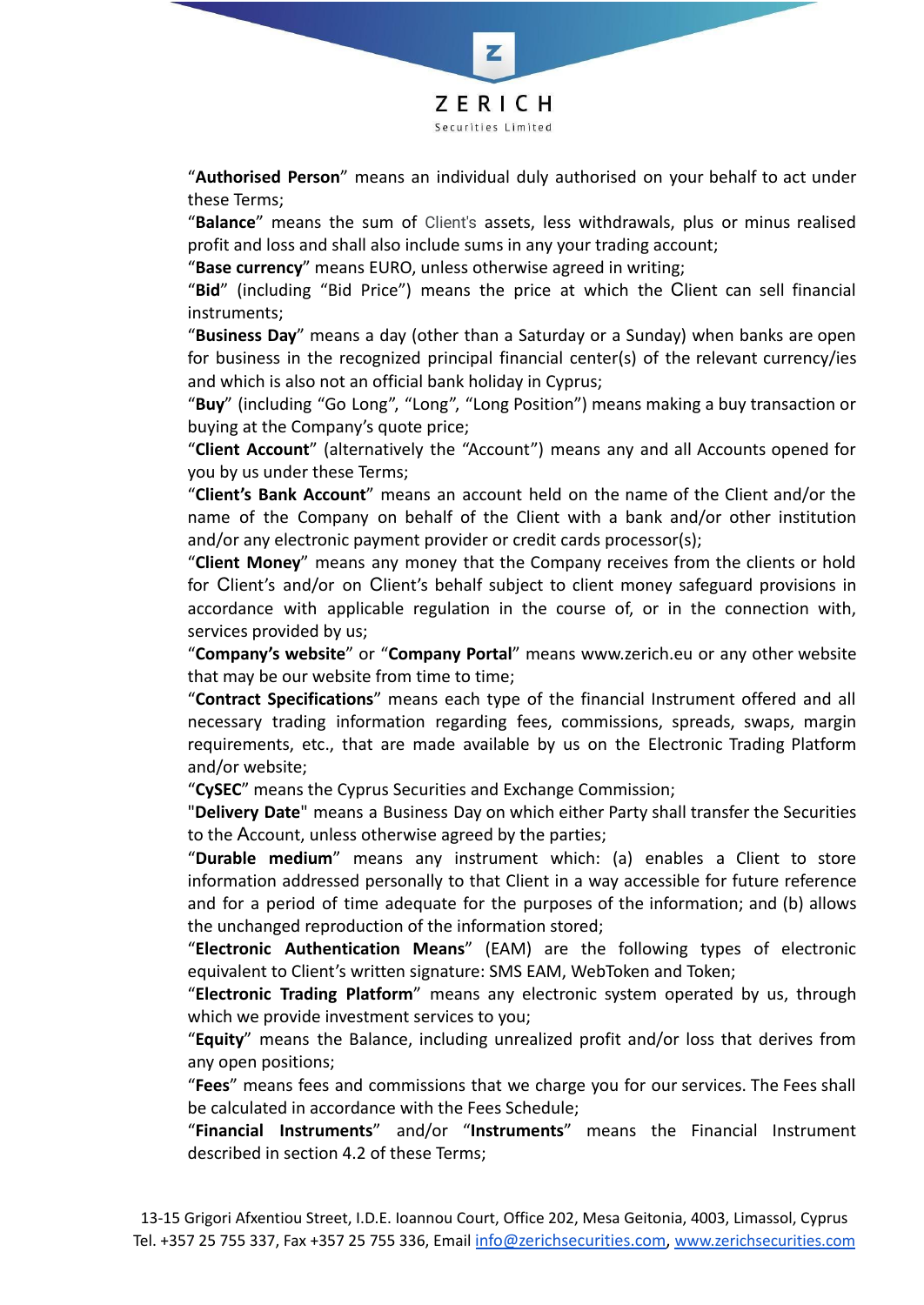"**Authorised Person**" means an individual duly authorised on your behalf to act under these Terms;

"**Balance**" means the sum of Client's assets, less withdrawals, plus or minus realised profit and loss and shall also include sums in any your trading account;

"**Base currency**" means EURO, unless otherwise agreed in writing;

"**Bid**" (including "Bid Price") means the price at which the Client can sell financial instruments;

"**Business Day**" means a day (other than a Saturday or a Sunday) when banks are open for business in the recognized principal financial center(s) of the relevant currency/ies and which is also not an official bank holiday in Cyprus;

"**Buy**" (including "Go Long", "Long", "Long Position") means making a buy transaction or buying at the Company's quote price;

"**Client Account**" (alternatively the "Account") means any and all Accounts opened for you by us under these Terms;

"**Client's Bank Account**" means an account held on the name of the Client and/or the name of the Company on behalf of the Client with a bank and/or other institution and/or any electronic payment provider or credit cards processor(s);

"**Client Money**" means any money that the Company receives from the clients or hold for Client's and/or on Client's behalf subject to client money safeguard provisions in accordance with applicable regulation in the course of, or in the connection with, services provided by us;

"**Company's website**" or "**Company Portal**" means www.zerich.eu or any other website that may be our website from time to time;

"**Contract Specifications**" means each type of the financial Instrument offered and all necessary trading information regarding fees, commissions, spreads, swaps, margin requirements, etc., that are made available by us on the Electronic Trading Platform and/or website;

"**CySEC**" means the Cyprus Securities and Exchange Commission;

"**Delivery Date**" means a Business Day on which either Party shall transfer the Securities to the Account, unless otherwise agreed by the parties;

"**Durable medium**" means any instrument which: (a) enables a Client to store information addressed personally to that Client in a way accessible for future reference and for a period of time adequate for the purposes of the information; and (b) allows the unchanged reproduction of the information stored;

"**Electronic Authentication Means**" (EAM) are the following types of electronic equivalent to Client's written signature: SMS EAM, WebToken and Token;

"**Electronic Trading Platform**" means any electronic system operated by us, through which we provide investment services to you;

"**Equity**" means the Balance, including unrealized profit and/or loss that derives from any open positions;

"**Fees**" means fees and commissions that we charge you for our services. The Fees shall be calculated in accordance with the Fees Schedule;

"**Financial Instruments**" and/or "**Instruments**" means the Financial Instrument described in section 4.2 of these Terms;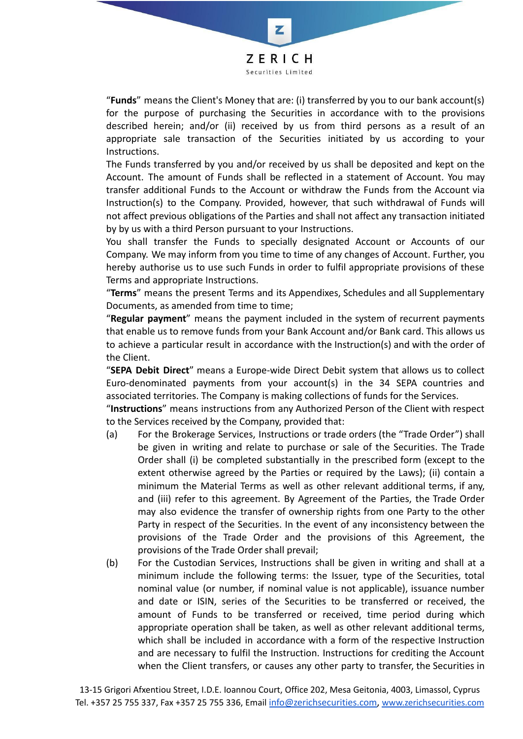"**Funds**" means the Client's Money that are: (i) transferred by you to our bank account(s) for the purpose of purchasing the Securities in accordance with to the provisions described herein; and/or (ii) received by us from third persons as a result of an appropriate sale transaction of the Securities initiated by us according to your Instructions.

The Funds transferred by you and/or received by us shall be deposited and kept on the Account. The amount of Funds shall be reflected in a statement of Account. You may transfer additional Funds to the Account or withdraw the Funds from the Account via Instruction(s) to the Company. Provided, however, that such withdrawal of Funds will not affect previous obligations of the Parties and shall not affect any transaction initiated by by us with a third Person pursuant to your Instructions.

You shall transfer the Funds to specially designated Account or Accounts of our Company. We may inform from you time to time of any changes of Account. Further, you hereby authorise us to use such Funds in order to fulfil appropriate provisions of these Terms and appropriate Instructions.

"**Terms**" means the present Terms and its Appendixes, Schedules and all Supplementary Documents, as amended from time to time;

"**Regular payment**" means the payment included in the system of recurrent payments that enable us to remove funds from your Bank Account and/or Bank card. This allows us to achieve a particular result in accordance with the Instruction(s) and with the order of the Client.

"**SEPA Debit Direct**" means a Europe-wide Direct Debit system that allows us to collect Euro-denominated payments from your account(s) in the 34 SEPA countries and associated territories. The Company is making collections of funds for the Services.

"**Instructions**" means instructions from any Authorized Person of the Client with respect to the Services received by the Company, provided that:

(a) For the Brokerage Services, Instructions or trade orders (the "Trade Order") shall be given in writing and relate to purchase or sale of the Securities. The Trade Order shall (i) be completed substantially in the prescribed form (except to the extent otherwise agreed by the Parties or required by the Laws); (ii) contain a minimum the Material Terms as well as other relevant additional terms, if any, and (iii) refer to this agreement. By Agreement of the Parties, the Trade Order may also evidence the transfer of ownership rights from one Party to the other Party in respect of the Securities. In the event of any inconsistency between the provisions of the Trade Order and the provisions of this Agreement, the provisions of the Trade Order shall prevail;

(b) For the Custodian Services, Instructions shall be given in writing and shall at a minimum include the following terms: the Issuer, type of the Securities, total nominal value (or number, if nominal value is not applicable), issuance number and date or ISIN, series of the Securities to be transferred or received, the amount of Funds to be transferred or received, time period during which appropriate operation shall be taken, as well as other relevant additional terms, which shall be included in accordance with a form of the respective Instruction and are necessary to fulfil the Instruction. Instructions for crediting the Account when the Client transfers, or causes any other party to transfer, the Securities in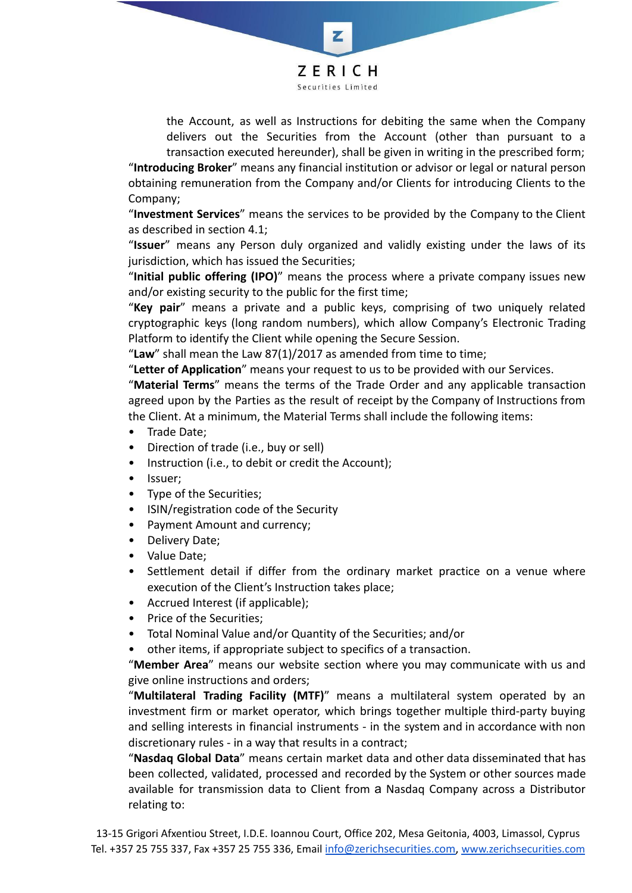the Account, as well as Instructions for debiting the same when the Company delivers out the Securities from the Account (other than pursuant to a transaction executed hereunder), shall be given in writing in the prescribed form;

"**Introducing Broker**" means any financial institution or advisor or legal or natural person obtaining remuneration from the Company and/or Clients for introducing Clients to the Company;

"**Investment Services**" means the services to be provided by the Company to the Client as described in section 4.1;

"**Issuer**" means any Person duly organized and validly existing under the laws of its jurisdiction, which has issued the Securities;

"**Initial public offering (IPO)**" means the process where a private company issues new and/or existing security to the public for the first time;

"**Key pair**" means a private and a public keys, comprising of two uniquely related cryptographic keys (long random numbers), which allow Company's Electronic Trading Platform to identify the Client while opening the Secure Session.

"**Law**" shall mean the Law 87(1)/2017 as amended from time to time;

"**Letter of Application**" means your request to us to be provided with our Services.

"**Material Terms**" means the terms of the Trade Order and any applicable transaction agreed upon by the Parties as the result of receipt by the Company of Instructions from the Client. At a minimum, the Material Terms shall include the following items:

- Trade Date;
- Direction of trade (i.e., buy or sell)
- Instruction (i.e., to debit or credit the Account);
- Issuer;
- Type of the Securities;
- ISIN/registration code of the Security
- Payment Amount and currency;
- Delivery Date;
- Value Date;
- Settlement detail if differ from the ordinary market practice on a venue where execution of the Client's Instruction takes place;
- Accrued Interest (if applicable);
- Price of the Securities;
- Total Nominal Value and/or Quantity of the Securities; and/or
- other items, if appropriate subject to specifics of a transaction.

"**Member Area**" means our website section where you may communicate with us and give online instructions and orders;

"**Multilateral Trading Facility (MTF)**" means a multilateral system operated by an investment firm or market operator, which brings together multiple third-party buying and selling interests in financial instruments - in the system and in accordance with non discretionary rules - in a way that results in a contract;

"**Nasdaq Global Data**" means certain market data and other data disseminated that has been collected, validated, processed and recorded by the System or other sources made available for transmission data to Client from a Nasdaq Company across a Distributor relating to: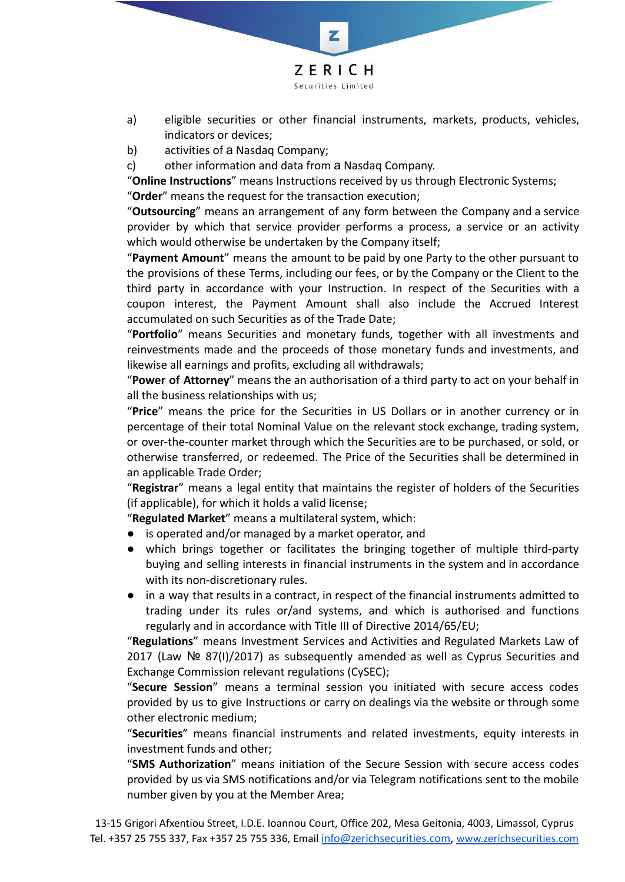a) eligible securities or other financial instruments, markets, products, vehicles, indicators or devices;
b) activities of a Nasdaq Company;
c) other information and data from a Nasdaq Company.

“**Online Instructions**” means Instructions received by us through Electronic Systems;

“**Order**” means the request for the transaction execution;

“**Outsourcing**” means an arrangement of any form between the Company and a service provider by which that service provider performs a process, a service or an activity which would otherwise be undertaken by the Company itself;

“**Payment Amount**” means the amount to be paid by one Party to the other pursuant to the provisions of these Terms, including our fees, or by the Company or the Client to the third party in accordance with your Instruction. In respect of the Securities with a coupon interest, the Payment Amount shall also include the Accrued Interest accumulated on such Securities as of the Trade Date;

“**Portfolio**” means Securities and monetary funds, together with all investments and reinvestments made and the proceeds of those monetary funds and investments, and likewise all earnings and profits, excluding all withdrawals;

“**Power of Attorney**” means the an authorisation of a third party to act on your behalf in all the business relationships with us;

“**Price**” means the price for the Securities in US Dollars or in another currency or in percentage of their total Nominal Value on the relevant stock exchange, trading system, or over-the-counter market through which the Securities are to be purchased, or sold, or otherwise transferred, or redeemed. The Price of the Securities shall be determined in an applicable Trade Order;

“**Registrar**” means a legal entity that maintains the register of holders of the Securities (if applicable), for which it holds a valid license;

“**Regulated Market**” means a multilateral system, which:

- is operated and/or managed by a market operator, and
- which brings together or facilitates the bringing together of multiple third-party buying and selling interests in financial instruments in the system and in accordance with its non-discretionary rules.
- in a way that results in a contract, in respect of the financial instruments admitted to trading under its rules or/and systems, and which is authorised and functions regularly and in accordance with Title III of Directive 2014/65/EU;

“**Regulations**” means Investment Services and Activities and Regulated Markets Law of 2017 (Law № 87(I)/2017) as subsequently amended as well as Cyprus Securities and Exchange Commission relevant regulations (CySEC);

“**Secure Session**” means a terminal session you initiated with secure access codes provided by us to give Instructions or carry on dealings via the website or through some other electronic medium;

“**Securities**” means financial instruments and related investments, equity interests in investment funds and other;

“**SMS Authorization**” means initiation of the Secure Session with secure access codes provided by us via SMS notifications and/or via Telegram notifications sent to the mobile number given by you at the Member Area;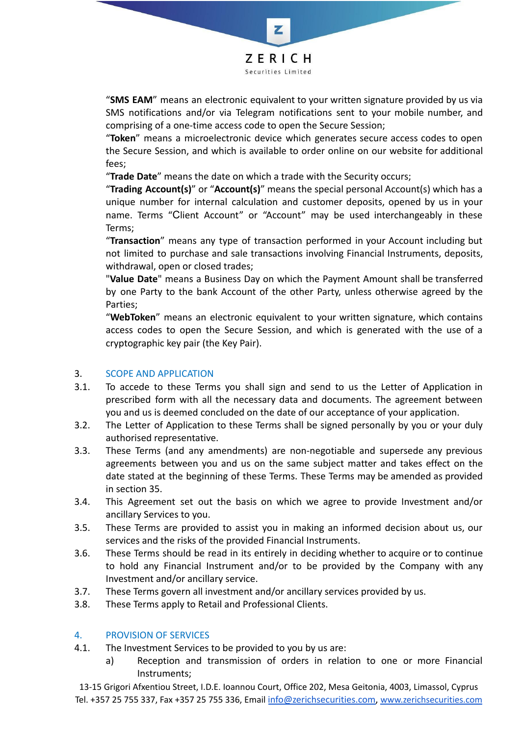"**SMS EAM**" means an electronic equivalent to your written signature provided by us via SMS notifications and/or via Telegram notifications sent to your mobile number, and comprising of a one-time access code to open the Secure Session;

"**Token**" means a microelectronic device which generates secure access codes to open the Secure Session, and which is available to order online on our website for additional fees;

"**Trade Date**" means the date on which a trade with the Security occurs;

"**Trading Account(s)**" or "**Account(s)**" means the special personal Account(s) which has a unique number for internal calculation and customer deposits, opened by us in your name. Terms "Client Account" or "Account" may be used interchangeably in these Terms;

"**Transaction**" means any type of transaction performed in your Account including but not limited to purchase and sale transactions involving Financial Instruments, deposits, withdrawal, open or closed trades;

"**Value Date**" means a Business Day on which the Payment Amount shall be transferred by one Party to the bank Account of the other Party, unless otherwise agreed by the Parties;

"**WebToken**" means an electronic equivalent to your written signature, which contains access codes to open the Secure Session, and which is generated with the use of a cryptographic key pair (the Key Pair).

## 3. SCOPE AND APPLICATION

3.1. To accede to these Terms you shall sign and send to us the Letter of Application in prescribed form with all the necessary data and documents. The agreement between you and us is deemed concluded on the date of our acceptance of your application.

3.2. The Letter of Application to these Terms shall be signed personally by you or your duly authorised representative.

3.3. These Terms (and any amendments) are non-negotiable and supersede any previous agreements between you and us on the same subject matter and takes effect on the date stated at the beginning of these Terms. These Terms may be amended as provided in section 35.

3.4. This Agreement set out the basis on which we agree to provide Investment and/or ancillary Services to you.

3.5. These Terms are provided to assist you in making an informed decision about us, our services and the risks of the provided Financial Instruments.

3.6. These Terms should be read in its entirely in deciding whether to acquire or to continue to hold any Financial Instrument and/or to be provided by the Company with any Investment and/or ancillary service.

3.7. These Terms govern all investment and/or ancillary services provided by us.

3.8. These Terms apply to Retail and Professional Clients.

## 4. PROVISION OF SERVICES

4.1. The Investment Services to be provided to you by us are:

a) Reception and transmission of orders in relation to one or more Financial Instruments;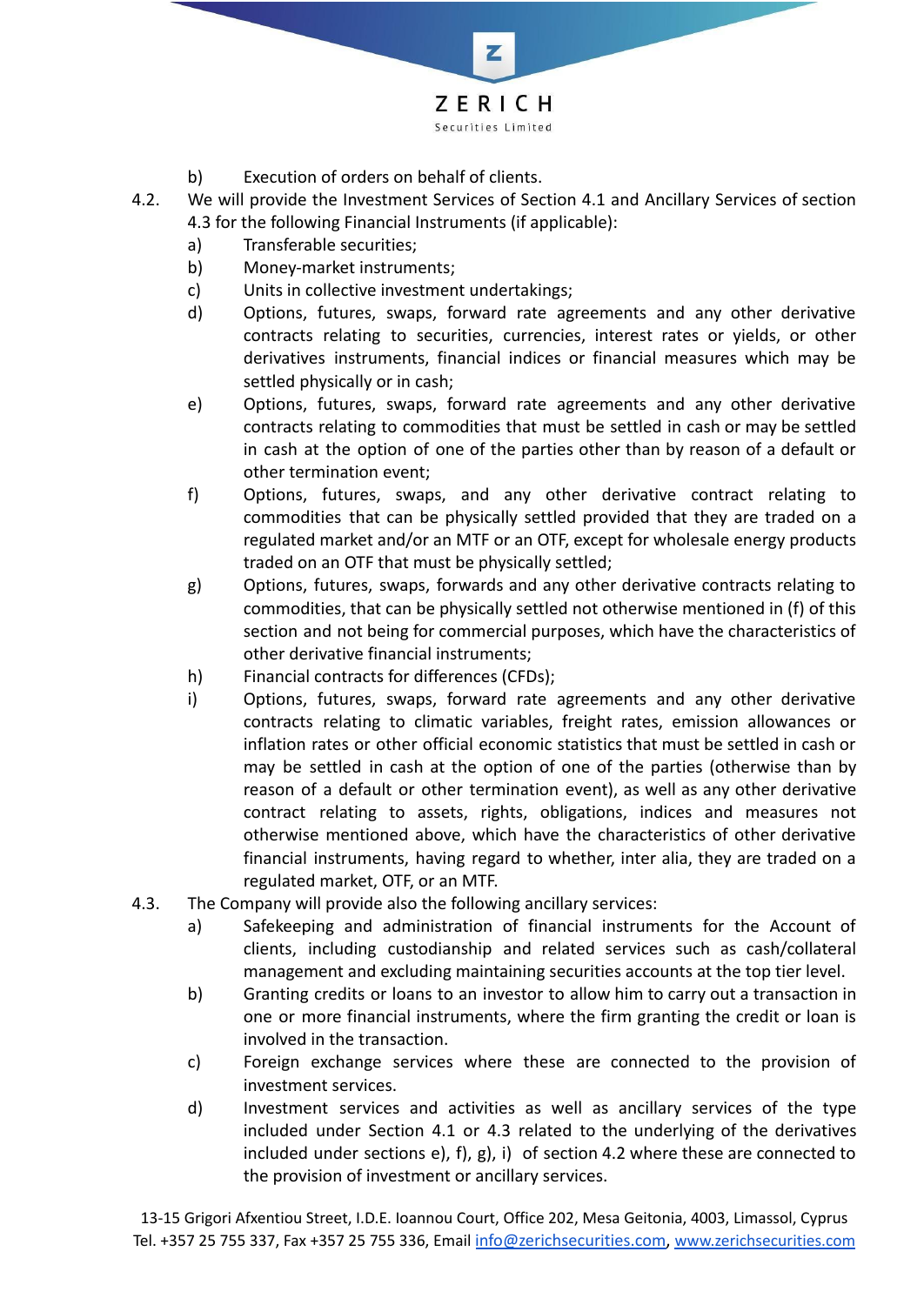b) Execution of orders on behalf of clients.

4.2. We will provide the Investment Services of Section 4.1 and Ancillary Services of section 4.3 for the following Financial Instruments (if applicable):

a) Transferable securities;

b) Money-market instruments;

c) Units in collective investment undertakings;

d) Options, futures, swaps, forward rate agreements and any other derivative contracts relating to securities, currencies, interest rates or yields, or other derivatives instruments, financial indices or financial measures which may be settled physically or in cash;

e) Options, futures, swaps, forward rate agreements and any other derivative contracts relating to commodities that must be settled in cash or may be settled in cash at the option of one of the parties other than by reason of a default or other termination event;

f) Options, futures, swaps, and any other derivative contract relating to commodities that can be physically settled provided that they are traded on a regulated market and/or an MTF or an OTF, except for wholesale energy products traded on an OTF that must be physically settled;

g) Options, futures, swaps, forwards and any other derivative contracts relating to commodities, that can be physically settled not otherwise mentioned in (f) of this section and not being for commercial purposes, which have the characteristics of other derivative financial instruments;

h) Financial contracts for differences (CFDs);

i) Options, futures, swaps, forward rate agreements and any other derivative contracts relating to climatic variables, freight rates, emission allowances or inflation rates or other official economic statistics that must be settled in cash or may be settled in cash at the option of one of the parties (otherwise than by reason of a default or other termination event), as well as any other derivative contract relating to assets, rights, obligations, indices and measures not otherwise mentioned above, which have the characteristics of other derivative financial instruments, having regard to whether, inter alia, they are traded on a regulated market, OTF, or an MTF.

4.3. The Company will provide also the following ancillary services:

a) Safekeeping and administration of financial instruments for the Account of clients, including custodianship and related services such as cash/collateral management and excluding maintaining securities accounts at the top tier level.

b) Granting credits or loans to an investor to allow him to carry out a transaction in one or more financial instruments, where the firm granting the credit or loan is involved in the transaction.

c) Foreign exchange services where these are connected to the provision of investment services.

d) Investment services and activities as well as ancillary services of the type included under Section 4.1 or 4.3 related to the underlying of the derivatives included under sections e), f), g), i) of section 4.2 where these are connected to the provision of investment or ancillary services.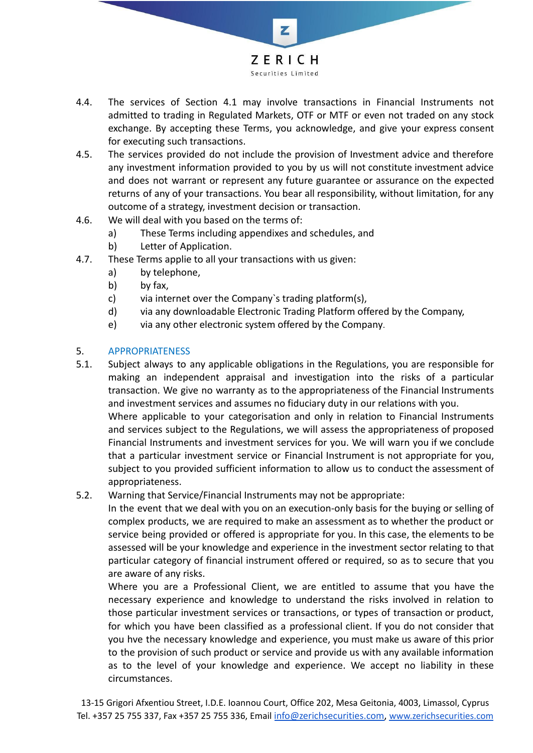4.4. The services of Section 4.1 may involve transactions in Financial Instruments not admitted to trading in Regulated Markets, OTF or MTF or even not traded on any stock exchange. By accepting these Terms, you acknowledge, and give your express consent for executing such transactions.

4.5. The services provided do not include the provision of Investment advice and therefore any investment information provided to you by us will not constitute investment advice and does not warrant or represent any future guarantee or assurance on the expected returns of any of your transactions. You bear all responsibility, without limitation, for any outcome of a strategy, investment decision or transaction.

4.6. We will deal with you based on the terms of:

a) These Terms including appendixes and schedules, and
b) Letter of Application.

4.7. These Terms applie to all your transactions with us given:

a) by telephone,
b) by fax,
c) via internet over the Company`s trading platform(s),
d) via any downloadable Electronic Trading Platform offered by the Company,
e) via any other electronic system offered by the Company.

## 5. APPROPRIATENESS

5.1. Subject always to any applicable obligations in the Regulations, you are responsible for making an independent appraisal and investigation into the risks of a particular transaction. We give no warranty as to the appropriateness of the Financial Instruments and investment services and assumes no fiduciary duty in our relations with you.

Where applicable to your categorisation and only in relation to Financial Instruments and services subject to the Regulations, we will assess the appropriateness of proposed Financial Instruments and investment services for you. We will warn you if we conclude that a particular investment service or Financial Instrument is not appropriate for you, subject to you provided sufficient information to allow us to conduct the assessment of appropriateness.

5.2. Warning that Service/Financial Instruments may not be appropriate:

In the event that we deal with you on an execution-only basis for the buying or selling of complex products, we are required to make an assessment as to whether the product or service being provided or offered is appropriate for you. In this case, the elements to be assessed will be your knowledge and experience in the investment sector relating to that particular category of financial instrument offered or required, so as to secure that you are aware of any risks.

Where you are a Professional Client, we are entitled to assume that you have the necessary experience and knowledge to understand the risks involved in relation to those particular investment services or transactions, or types of transaction or product, for which you have been classified as a professional client. If you do not consider that you hve the necessary knowledge and experience, you must make us aware of this prior to the provision of such product or service and provide us with any available information as to the level of your knowledge and experience. We accept no liability in these circumstances.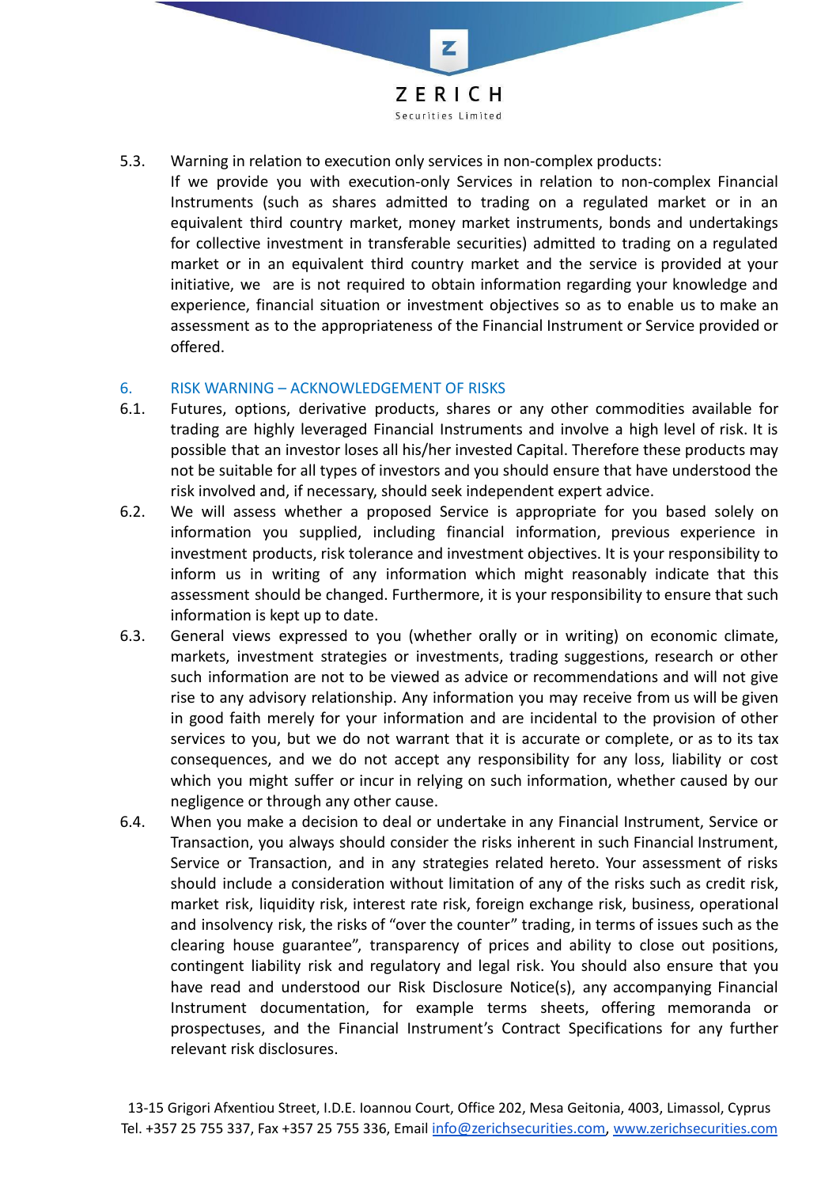5.3. Warning in relation to execution only services in non-complex products:
If we provide you with execution-only Services in relation to non-complex Financial Instruments (such as shares admitted to trading on a regulated market or in an equivalent third country market, money market instruments, bonds and undertakings for collective investment in transferable securities) admitted to trading on a regulated market or in an equivalent third country market and the service is provided at your initiative, we are is not required to obtain information regarding your knowledge and experience, financial situation or investment objectives so as to enable us to make an assessment as to the appropriateness of the Financial Instrument or Service provided or offered.

## 6. RISK WARNING – ACKNOWLEDGEMENT OF RISKS

6.1. Futures, options, derivative products, shares or any other commodities available for trading are highly leveraged Financial Instruments and involve a high level of risk. It is possible that an investor loses all his/her invested Capital. Therefore these products may not be suitable for all types of investors and you should ensure that have understood the risk involved and, if necessary, should seek independent expert advice.

6.2. We will assess whether a proposed Service is appropriate for you based solely on information you supplied, including financial information, previous experience in investment products, risk tolerance and investment objectives. It is your responsibility to inform us in writing of any information which might reasonably indicate that this assessment should be changed. Furthermore, it is your responsibility to ensure that such information is kept up to date.

6.3. General views expressed to you (whether orally or in writing) on economic climate, markets, investment strategies or investments, trading suggestions, research or other such information are not to be viewed as advice or recommendations and will not give rise to any advisory relationship. Any information you may receive from us will be given in good faith merely for your information and are incidental to the provision of other services to you, but we do not warrant that it is accurate or complete, or as to its tax consequences, and we do not accept any responsibility for any loss, liability or cost which you might suffer or incur in relying on such information, whether caused by our negligence or through any other cause.

6.4. When you make a decision to deal or undertake in any Financial Instrument, Service or Transaction, you always should consider the risks inherent in such Financial Instrument, Service or Transaction, and in any strategies related hereto. Your assessment of risks should include a consideration without limitation of any of the risks such as credit risk, market risk, liquidity risk, interest rate risk, foreign exchange risk, business, operational and insolvency risk, the risks of "over the counter" trading, in terms of issues such as the clearing house guarantee", transparency of prices and ability to close out positions, contingent liability risk and regulatory and legal risk. You should also ensure that you have read and understood our Risk Disclosure Notice(s), any accompanying Financial Instrument documentation, for example terms sheets, offering memoranda or prospectuses, and the Financial Instrument's Contract Specifications for any further relevant risk disclosures.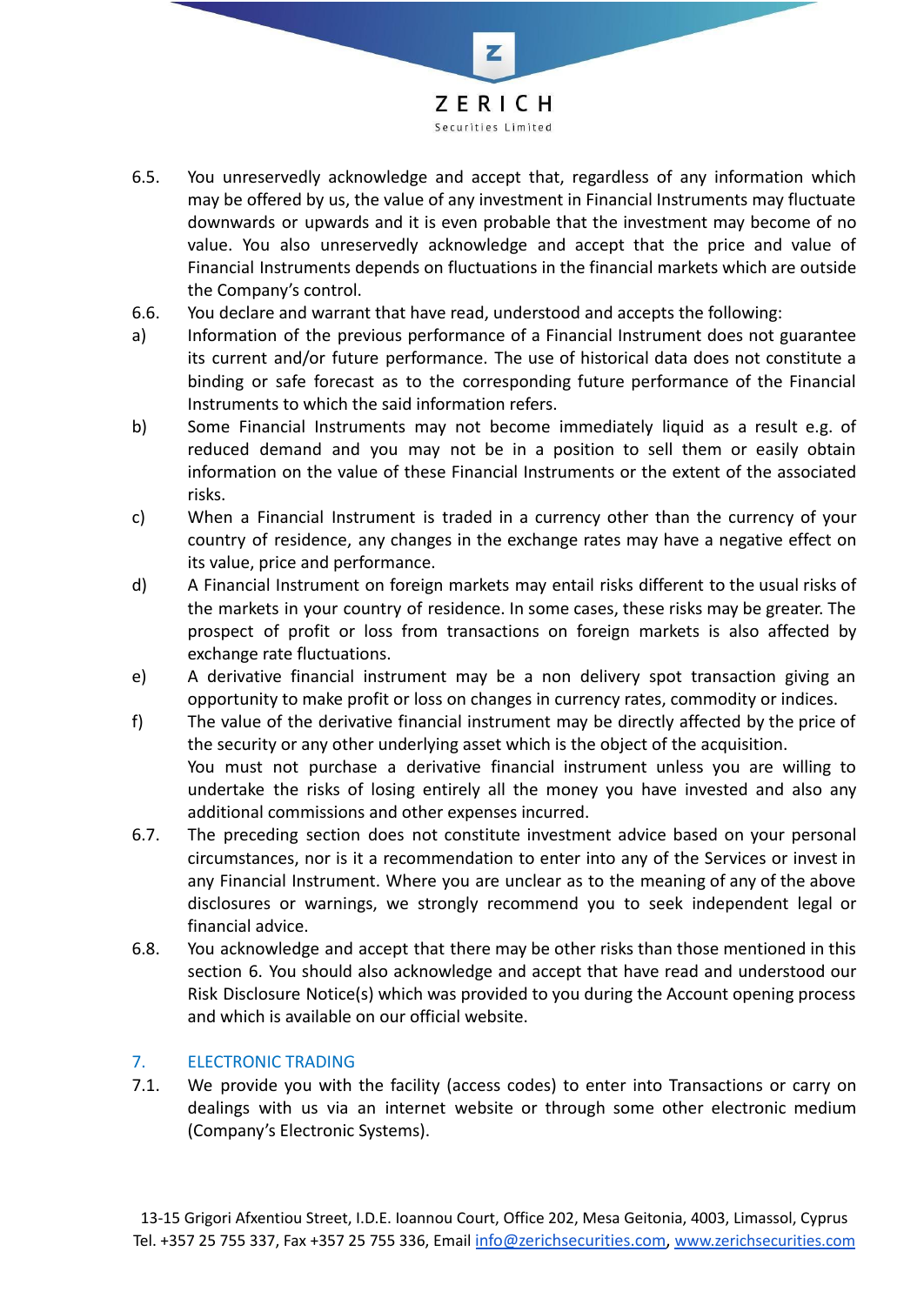6.5. You unreservedly acknowledge and accept that, regardless of any information which may be offered by us, the value of any investment in Financial Instruments may fluctuate downwards or upwards and it is even probable that the investment may become of no value. You also unreservedly acknowledge and accept that the price and value of Financial Instruments depends on fluctuations in the financial markets which are outside the Company's control.

6.6. You declare and warrant that have read, understood and accepts the following:

a) Information of the previous performance of a Financial Instrument does not guarantee its current and/or future performance. The use of historical data does not constitute a binding or safe forecast as to the corresponding future performance of the Financial Instruments to which the said information refers.

b) Some Financial Instruments may not become immediately liquid as a result e.g. of reduced demand and you may not be in a position to sell them or easily obtain information on the value of these Financial Instruments or the extent of the associated risks.

c) When a Financial Instrument is traded in a currency other than the currency of your country of residence, any changes in the exchange rates may have a negative effect on its value, price and performance.

d) A Financial Instrument on foreign markets may entail risks different to the usual risks of the markets in your country of residence. In some cases, these risks may be greater. The prospect of profit or loss from transactions on foreign markets is also affected by exchange rate fluctuations.

e) A derivative financial instrument may be a non delivery spot transaction giving an opportunity to make profit or loss on changes in currency rates, commodity or indices.

f) The value of the derivative financial instrument may be directly affected by the price of the security or any other underlying asset which is the object of the acquisition.
You must not purchase a derivative financial instrument unless you are willing to undertake the risks of losing entirely all the money you have invested and also any additional commissions and other expenses incurred.

6.7. The preceding section does not constitute investment advice based on your personal circumstances, nor is it a recommendation to enter into any of the Services or invest in any Financial Instrument. Where you are unclear as to the meaning of any of the above disclosures or warnings, we strongly recommend you to seek independent legal or financial advice.

6.8. You acknowledge and accept that there may be other risks than those mentioned in this section 6. You should also acknowledge and accept that have read and understood our Risk Disclosure Notice(s) which was provided to you during the Account opening process and which is available on our official website.

## 7. ELECTRONIC TRADING

7.1. We provide you with the facility (access codes) to enter into Transactions or carry on dealings with us via an internet website or through some other electronic medium (Company's Electronic Systems).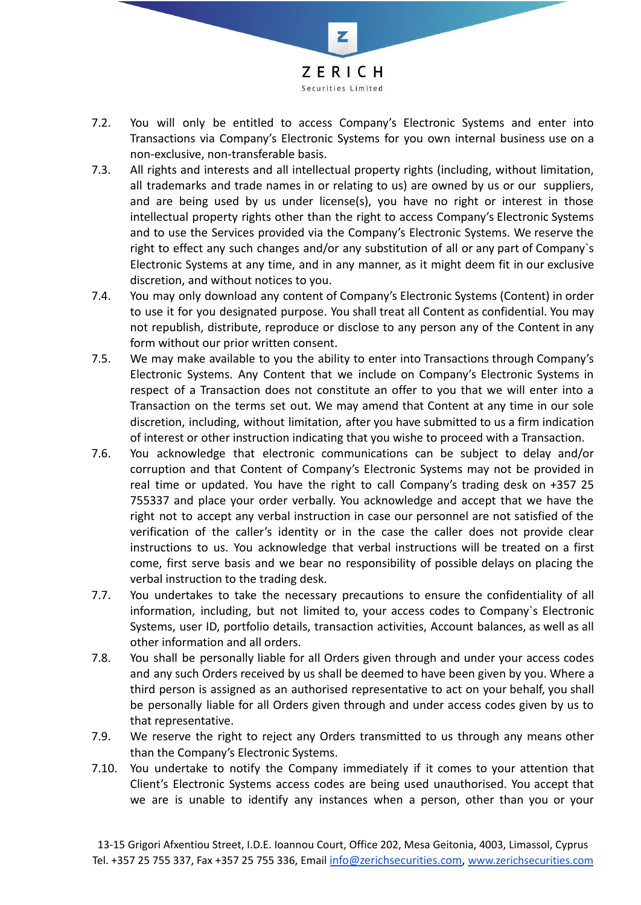7.2. You will only be entitled to access Company's Electronic Systems and enter into Transactions via Company's Electronic Systems for you own internal business use on a non-exclusive, non-transferable basis.

7.3. All rights and interests and all intellectual property rights (including, without limitation, all trademarks and trade names in or relating to us) are owned by us or our suppliers, and are being used by us under license(s), you have no right or interest in those intellectual property rights other than the right to access Company's Electronic Systems and to use the Services provided via the Company's Electronic Systems. We reserve the right to effect any such changes and/or any substitution of all or any part of Company`s Electronic Systems at any time, and in any manner, as it might deem fit in our exclusive discretion, and without notices to you.

7.4. You may only download any content of Company's Electronic Systems (Content) in order to use it for you designated purpose. You shall treat all Content as confidential. You may not republish, distribute, reproduce or disclose to any person any of the Content in any form without our prior written consent.

7.5. We may make available to you the ability to enter into Transactions through Company's Electronic Systems. Any Content that we include on Company's Electronic Systems in respect of a Transaction does not constitute an offer to you that we will enter into a Transaction on the terms set out. We may amend that Content at any time in our sole discretion, including, without limitation, after you have submitted to us a firm indication of interest or other instruction indicating that you wishe to proceed with a Transaction.

7.6. You acknowledge that electronic communications can be subject to delay and/or corruption and that Content of Company's Electronic Systems may not be provided in real time or updated. You have the right to call Company's trading desk on +357 25 755337 and place your order verbally. You acknowledge and accept that we have the right not to accept any verbal instruction in case our personnel are not satisfied of the verification of the caller's identity or in the case the caller does not provide clear instructions to us. You acknowledge that verbal instructions will be treated on a first come, first serve basis and we bear no responsibility of possible delays on placing the verbal instruction to the trading desk.

7.7. You undertakes to take the necessary precautions to ensure the confidentiality of all information, including, but not limited to, your access codes to Company`s Electronic Systems, user ID, portfolio details, transaction activities, Account balances, as well as all other information and all orders.

7.8. You shall be personally liable for all Orders given through and under your access codes and any such Orders received by us shall be deemed to have been given by you. Where a third person is assigned as an authorised representative to act on your behalf, you shall be personally liable for all Orders given through and under access codes given by us to that representative.

7.9. We reserve the right to reject any Orders transmitted to us through any means other than the Company's Electronic Systems.

7.10. You undertake to notify the Company immediately if it comes to your attention that Client's Electronic Systems access codes are being used unauthorised. You accept that we are is unable to identify any instances when a person, other than you or your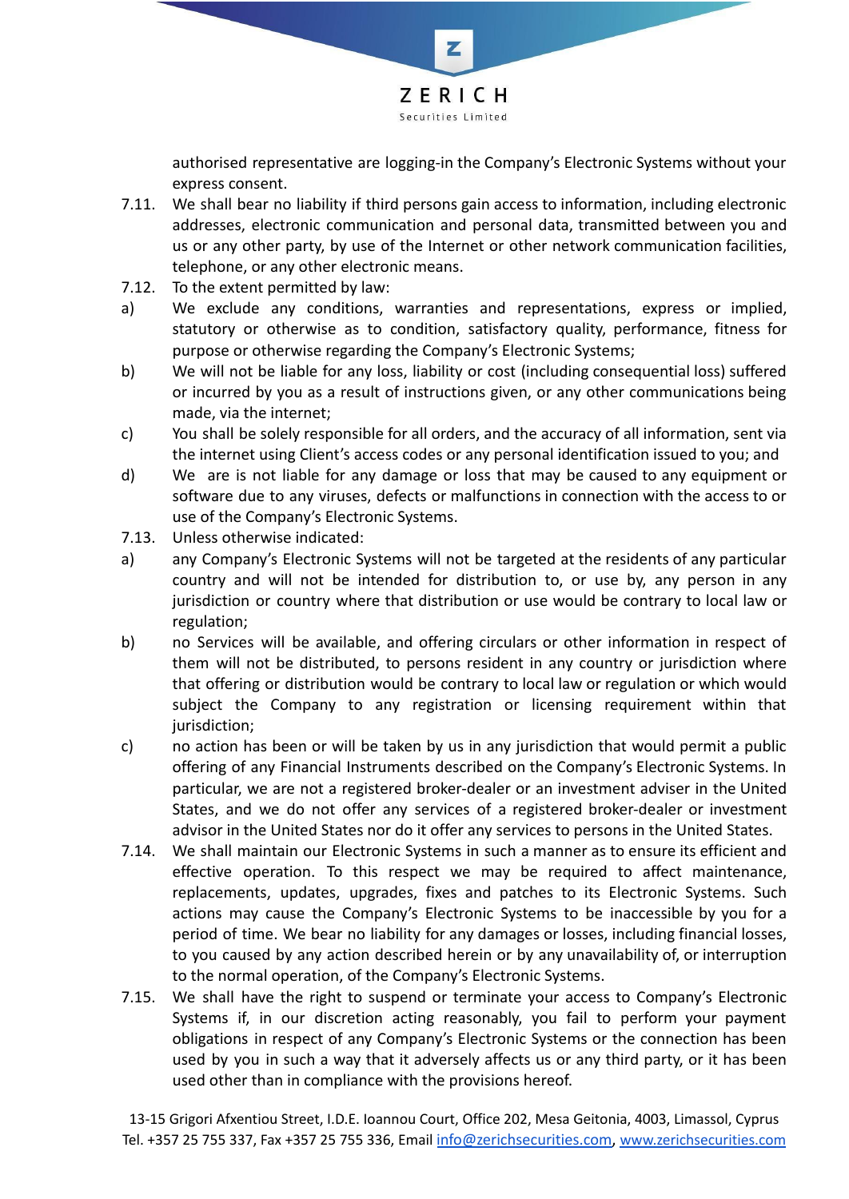authorised representative are logging-in the Company's Electronic Systems without your express consent.

7.11. We shall bear no liability if third persons gain access to information, including electronic addresses, electronic communication and personal data, transmitted between you and us or any other party, by use of the Internet or other network communication facilities, telephone, or any other electronic means.

7.12. To the extent permitted by law:

a) We exclude any conditions, warranties and representations, express or implied, statutory or otherwise as to condition, satisfactory quality, performance, fitness for purpose or otherwise regarding the Company's Electronic Systems;

b) We will not be liable for any loss, liability or cost (including consequential loss) suffered or incurred by you as a result of instructions given, or any other communications being made, via the internet;

c) You shall be solely responsible for all orders, and the accuracy of all information, sent via the internet using Client's access codes or any personal identification issued to you; and

d) We are is not liable for any damage or loss that may be caused to any equipment or software due to any viruses, defects or malfunctions in connection with the access to or use of the Company's Electronic Systems.

7.13. Unless otherwise indicated:

a) any Company's Electronic Systems will not be targeted at the residents of any particular country and will not be intended for distribution to, or use by, any person in any jurisdiction or country where that distribution or use would be contrary to local law or regulation;

b) no Services will be available, and offering circulars or other information in respect of them will not be distributed, to persons resident in any country or jurisdiction where that offering or distribution would be contrary to local law or regulation or which would subject the Company to any registration or licensing requirement within that jurisdiction;

c) no action has been or will be taken by us in any jurisdiction that would permit a public offering of any Financial Instruments described on the Company's Electronic Systems. In particular, we are not a registered broker-dealer or an investment adviser in the United States, and we do not offer any services of a registered broker-dealer or investment advisor in the United States nor do it offer any services to persons in the United States.

7.14. We shall maintain our Electronic Systems in such a manner as to ensure its efficient and effective operation. To this respect we may be required to affect maintenance, replacements, updates, upgrades, fixes and patches to its Electronic Systems. Such actions may cause the Company's Electronic Systems to be inaccessible by you for a period of time. We bear no liability for any damages or losses, including financial losses, to you caused by any action described herein or by any unavailability of, or interruption to the normal operation, of the Company's Electronic Systems.

7.15. We shall have the right to suspend or terminate your access to Company's Electronic Systems if, in our discretion acting reasonably, you fail to perform your payment obligations in respect of any Company's Electronic Systems or the connection has been used by you in such a way that it adversely affects us or any third party, or it has been used other than in compliance with the provisions hereof.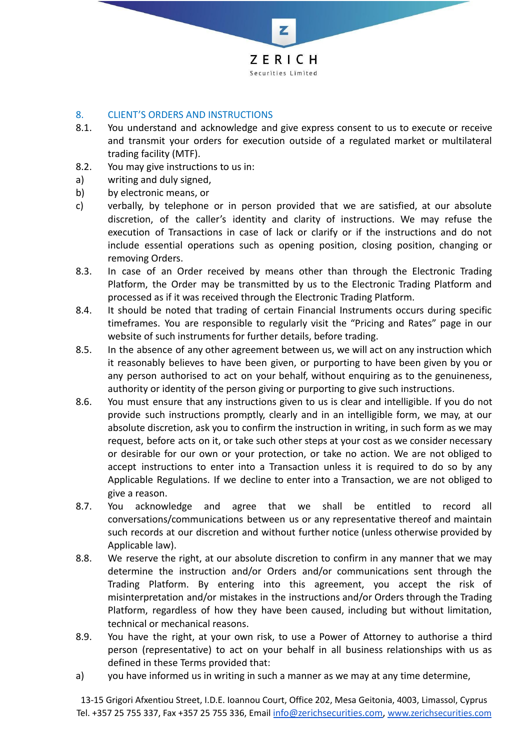## 8. CLIENT'S ORDERS AND INSTRUCTIONS

8.1. You understand and acknowledge and give express consent to us to execute or receive and transmit your orders for execution outside of a regulated market or multilateral trading facility (MTF).

8.2. You may give instructions to us in:

a) writing and duly signed,

b) by electronic means, or

c) verbally, by telephone or in person provided that we are satisfied, at our absolute discretion, of the caller's identity and clarity of instructions. We may refuse the execution of Transactions in case of lack or clarify or if the instructions and do not include essential operations such as opening position, closing position, changing or removing Orders.

8.3. In case of an Order received by means other than through the Electronic Trading Platform, the Order may be transmitted by us to the Electronic Trading Platform and processed as if it was received through the Electronic Trading Platform.

8.4. It should be noted that trading of certain Financial Instruments occurs during specific timeframes. You are responsible to regularly visit the "Pricing and Rates" page in our website of such instruments for further details, before trading.

8.5. In the absence of any other agreement between us, we will act on any instruction which it reasonably believes to have been given, or purporting to have been given by you or any person authorised to act on your behalf, without enquiring as to the genuineness, authority or identity of the person giving or purporting to give such instructions.

8.6. You must ensure that any instructions given to us is clear and intelligible. If you do not provide such instructions promptly, clearly and in an intelligible form, we may, at our absolute discretion, ask you to confirm the instruction in writing, in such form as we may request, before acts on it, or take such other steps at your cost as we consider necessary or desirable for our own or your protection, or take no action. We are not obliged to accept instructions to enter into a Transaction unless it is required to do so by any Applicable Regulations. If we decline to enter into a Transaction, we are not obliged to give a reason.

8.7. You acknowledge and agree that we shall be entitled to record all conversations/communications between us or any representative thereof and maintain such records at our discretion and without further notice (unless otherwise provided by Applicable law).

8.8. We reserve the right, at our absolute discretion to confirm in any manner that we may determine the instruction and/or Orders and/or communications sent through the Trading Platform. By entering into this agreement, you accept the risk of misinterpretation and/or mistakes in the instructions and/or Orders through the Trading Platform, regardless of how they have been caused, including but without limitation, technical or mechanical reasons.

8.9. You have the right, at your own risk, to use a Power of Attorney to authorise a third person (representative) to act on your behalf in all business relationships with us as defined in these Terms provided that:

a) you have informed us in writing in such a manner as we may at any time determine,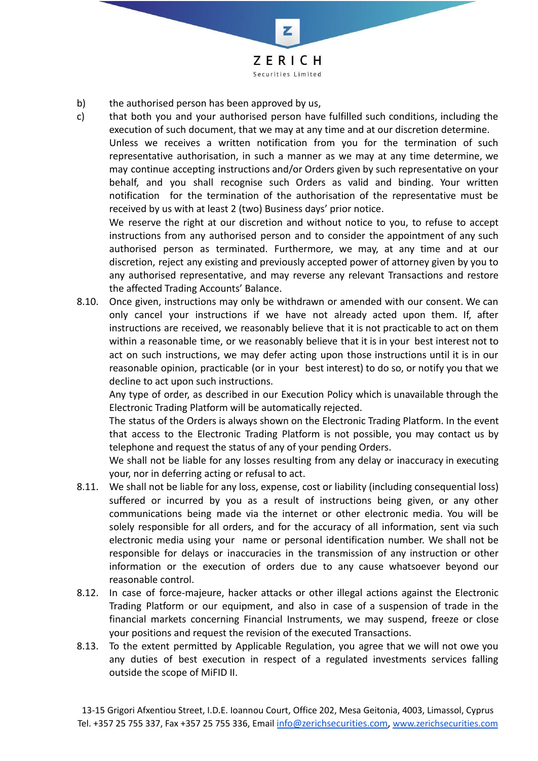b) the authorised person has been approved by us,

c) that both you and your authorised person have fulfilled such conditions, including the execution of such document, that we may at any time and at our discretion determine.

   Unless we receives a written notification from you for the termination of such representative authorisation, in such a manner as we may at any time determine, we may continue accepting instructions and/or Orders given by such representative on your behalf, and you shall recognise such Orders as valid and binding. Your written notification for the termination of the authorisation of the representative must be received by us with at least 2 (two) Business days' prior notice.

   We reserve the right at our discretion and without notice to you, to refuse to accept instructions from any authorised person and to consider the appointment of any such authorised person as terminated. Furthermore, we may, at any time and at our discretion, reject any existing and previously accepted power of attorney given by you to any authorised representative, and may reverse any relevant Transactions and restore the affected Trading Accounts' Balance.

8.10. Once given, instructions may only be withdrawn or amended with our consent. We can only cancel your instructions if we have not already acted upon them. If, after instructions are received, we reasonably believe that it is not practicable to act on them within a reasonable time, or we reasonably believe that it is in your best interest not to act on such instructions, we may defer acting upon those instructions until it is in our reasonable opinion, practicable (or in your best interest) to do so, or notify you that we decline to act upon such instructions.

   Any type of order, as described in our Execution Policy which is unavailable through the Electronic Trading Platform will be automatically rejected.

   The status of the Orders is always shown on the Electronic Trading Platform. In the event that access to the Electronic Trading Platform is not possible, you may contact us by telephone and request the status of any of your pending Orders.

   We shall not be liable for any losses resulting from any delay or inaccuracy in executing your, nor in deferring acting or refusal to act.

8.11. We shall not be liable for any loss, expense, cost or liability (including consequential loss) suffered or incurred by you as a result of instructions being given, or any other communications being made via the internet or other electronic media. You will be solely responsible for all orders, and for the accuracy of all information, sent via such electronic media using your name or personal identification number. We shall not be responsible for delays or inaccuracies in the transmission of any instruction or other information or the execution of orders due to any cause whatsoever beyond our reasonable control.

8.12. In case of force-majeure, hacker attacks or other illegal actions against the Electronic Trading Platform or our equipment, and also in case of a suspension of trade in the financial markets concerning Financial Instruments, we may suspend, freeze or close your positions and request the revision of the executed Transactions.

8.13. To the extent permitted by Applicable Regulation, you agree that we will not owe you any duties of best execution in respect of a regulated investments services falling outside the scope of MiFID II.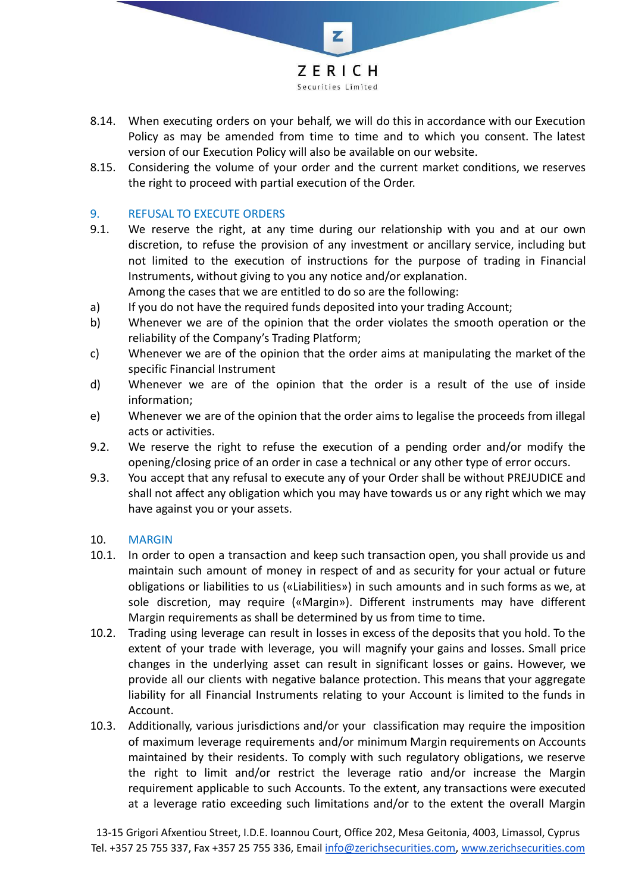8.14. When executing orders on your behalf, we will do this in accordance with our Execution Policy as may be amended from time to time and to which you consent. The latest version of our Execution Policy will also be available on our website.

8.15. Considering the volume of your order and the current market conditions, we reserves the right to proceed with partial execution of the Order.

## 9. REFUSAL TO EXECUTE ORDERS

9.1. We reserve the right, at any time during our relationship with you and at our own discretion, to refuse the provision of any investment or ancillary service, including but not limited to the execution of instructions for the purpose of trading in Financial Instruments, without giving to you any notice and/or explanation.

Among the cases that we are entitled to do so are the following:

a) If you do not have the required funds deposited into your trading Account;

b) Whenever we are of the opinion that the order violates the smooth operation or the reliability of the Company's Trading Platform;

c) Whenever we are of the opinion that the order aims at manipulating the market of the specific Financial Instrument

d) Whenever we are of the opinion that the order is a result of the use of inside information;

e) Whenever we are of the opinion that the order aims to legalise the proceeds from illegal acts or activities.

9.2. We reserve the right to refuse the execution of a pending order and/or modify the opening/closing price of an order in case a technical or any other type of error occurs.

9.3. You accept that any refusal to execute any of your Order shall be without PREJUDICE and shall not affect any obligation which you may have towards us or any right which we may have against you or your assets.

## 10. MARGIN

10.1. In order to open a transaction and keep such transaction open, you shall provide us and maintain such amount of money in respect of and as security for your actual or future obligations or liabilities to us («Liabilities») in such amounts and in such forms as we, at sole discretion, may require («Margin»). Different instruments may have different Margin requirements as shall be determined by us from time to time.

10.2. Trading using leverage can result in losses in excess of the deposits that you hold. To the extent of your trade with leverage, you will magnify your gains and losses. Small price changes in the underlying asset can result in significant losses or gains. However, we provide all our clients with negative balance protection. This means that your aggregate liability for all Financial Instruments relating to your Account is limited to the funds in Account.

10.3. Additionally, various jurisdictions and/or your classification may require the imposition of maximum leverage requirements and/or minimum Margin requirements on Accounts maintained by their residents. To comply with such regulatory obligations, we reserve the right to limit and/or restrict the leverage ratio and/or increase the Margin requirement applicable to such Accounts. To the extent, any transactions were executed at a leverage ratio exceeding such limitations and/or to the extent the overall Margin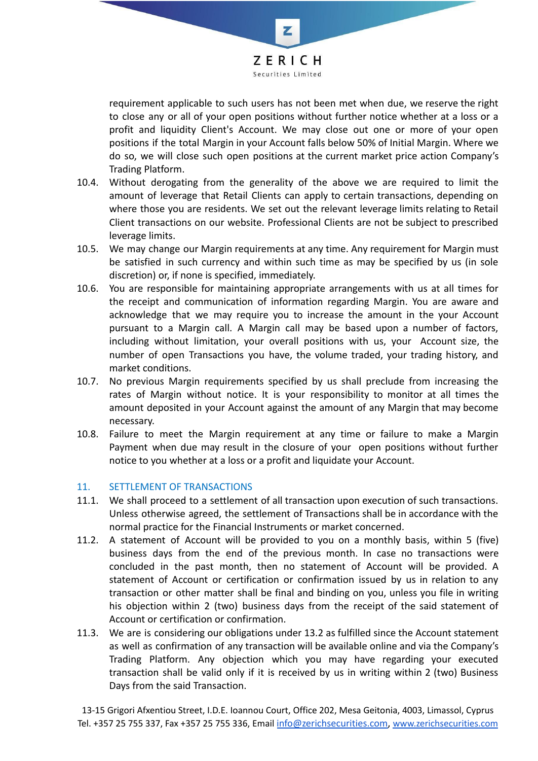requirement applicable to such users has not been met when due, we reserve the right to close any or all of your open positions without further notice whether at a loss or a profit and liquidity Client's Account. We may close out one or more of your open positions if the total Margin in your Account falls below 50% of Initial Margin. Where we do so, we will close such open positions at the current market price action Company's Trading Platform.

10.4. Without derogating from the generality of the above we are required to limit the amount of leverage that Retail Clients can apply to certain transactions, depending on where those you are residents. We set out the relevant leverage limits relating to Retail Client transactions on our website. Professional Clients are not be subject to prescribed leverage limits.

10.5. We may change our Margin requirements at any time. Any requirement for Margin must be satisfied in such currency and within such time as may be specified by us (in sole discretion) or, if none is specified, immediately.

10.6. You are responsible for maintaining appropriate arrangements with us at all times for the receipt and communication of information regarding Margin. You are aware and acknowledge that we may require you to increase the amount in the your Account pursuant to a Margin call. A Margin call may be based upon a number of factors, including without limitation, your overall positions with us, your Account size, the number of open Transactions you have, the volume traded, your trading history, and market conditions.

10.7. No previous Margin requirements specified by us shall preclude from increasing the rates of Margin without notice. It is your responsibility to monitor at all times the amount deposited in your Account against the amount of any Margin that may become necessary.

10.8. Failure to meet the Margin requirement at any time or failure to make a Margin Payment when due may result in the closure of your open positions without further notice to you whether at a loss or a profit and liquidate your Account.

## 11. SETTLEMENT OF TRANSACTIONS

11.1. We shall proceed to a settlement of all transaction upon execution of such transactions. Unless otherwise agreed, the settlement of Transactions shall be in accordance with the normal practice for the Financial Instruments or market concerned.

11.2. A statement of Account will be provided to you on a monthly basis, within 5 (five) business days from the end of the previous month. In case no transactions were concluded in the past month, then no statement of Account will be provided. A statement of Account or certification or confirmation issued by us in relation to any transaction or other matter shall be final and binding on you, unless you file in writing his objection within 2 (two) business days from the receipt of the said statement of Account or certification or confirmation.

11.3. We are is considering our obligations under 13.2 as fulfilled since the Account statement as well as confirmation of any transaction will be available online and via the Company's Trading Platform. Any objection which you may have regarding your executed transaction shall be valid only if it is received by us in writing within 2 (two) Business Days from the said Transaction.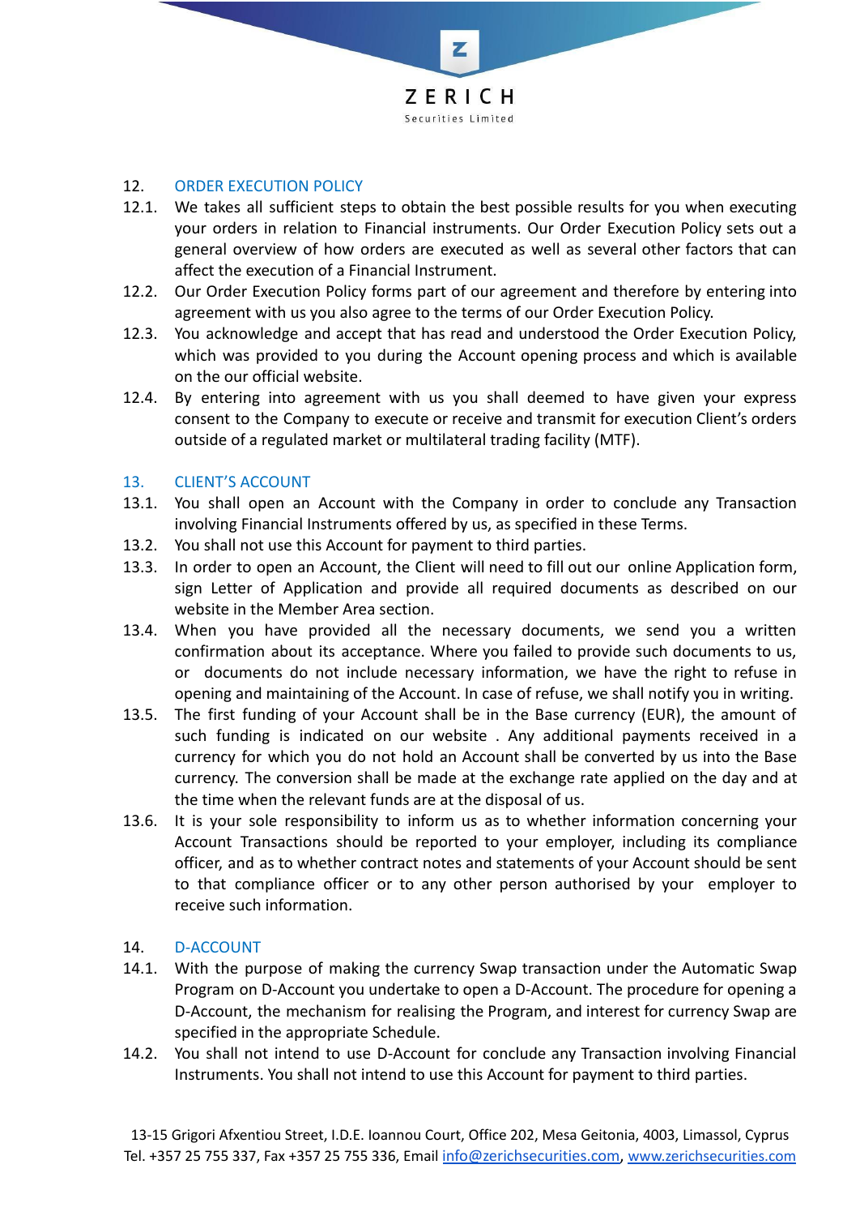## 12. ORDER EXECUTION POLICY

12.1. We takes all sufficient steps to obtain the best possible results for you when executing your orders in relation to Financial instruments. Our Order Execution Policy sets out a general overview of how orders are executed as well as several other factors that can affect the execution of a Financial Instrument.

12.2. Our Order Execution Policy forms part of our agreement and therefore by entering into agreement with us you also agree to the terms of our Order Execution Policy.

12.3. You acknowledge and accept that has read and understood the Order Execution Policy, which was provided to you during the Account opening process and which is available on the our official website.

12.4. By entering into agreement with us you shall deemed to have given your express consent to the Company to execute or receive and transmit for execution Client's orders outside of a regulated market or multilateral trading facility (MTF).

## 13. CLIENT'S ACCOUNT

13.1. You shall open an Account with the Company in order to conclude any Transaction involving Financial Instruments offered by us, as specified in these Terms.

13.2. You shall not use this Account for payment to third parties.

13.3. In order to open an Account, the Client will need to fill out our online Application form, sign Letter of Application and provide all required documents as described on our website in the Member Area section.

13.4. When you have provided all the necessary documents, we send you a written confirmation about its acceptance. Where you failed to provide such documents to us, or documents do not include necessary information, we have the right to refuse in opening and maintaining of the Account. In case of refuse, we shall notify you in writing.

13.5. The first funding of your Account shall be in the Base currency (EUR), the amount of such funding is indicated on our website . Any additional payments received in a currency for which you do not hold an Account shall be converted by us into the Base currency. The conversion shall be made at the exchange rate applied on the day and at the time when the relevant funds are at the disposal of us.

13.6. It is your sole responsibility to inform us as to whether information concerning your Account Transactions should be reported to your employer, including its compliance officer, and as to whether contract notes and statements of your Account should be sent to that compliance officer or to any other person authorised by your employer to receive such information.

## 14. D-ACCOUNT

14.1. With the purpose of making the currency Swap transaction under the Automatic Swap Program on D-Account you undertake to open a D-Account. The procedure for opening a D-Account, the mechanism for realising the Program, and interest for currency Swap are specified in the appropriate Schedule.

14.2. You shall not intend to use D-Account for conclude any Transaction involving Financial Instruments. You shall not intend to use this Account for payment to third parties.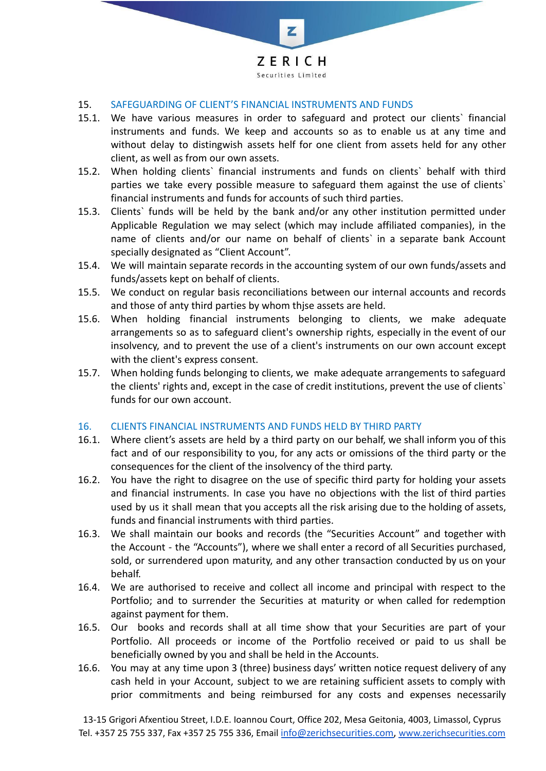## 15. SAFEGUARDING OF CLIENT'S FINANCIAL INSTRUMENTS AND FUNDS

15.1. We have various measures in order to safeguard and protect our clients` financial instruments and funds. We keep and accounts so as to enable us at any time and without delay to distingwish assets helf for one client from assets held for any other client, as well as from our own assets.

15.2. When holding clients` financial instruments and funds on clients` behalf with third parties we take every possible measure to safeguard them against the use of clients` financial instruments and funds for accounts of such third parties.

15.3. Clients` funds will be held by the bank and/or any other institution permitted under Applicable Regulation we may select (which may include affiliated companies), in the name of clients and/or our name on behalf of clients` in a separate bank Account specially designated as "Client Account".

15.4. We will maintain separate records in the accounting system of our own funds/assets and funds/assets kept on behalf of clients.

15.5. We conduct on regular basis reconciliations between our internal accounts and records and those of anty third parties by whom thjse assets are held.

15.6. When holding financial instruments belonging to clients, we make adequate arrangements so as to safeguard client's ownership rights, especially in the event of our insolvency, and to prevent the use of a client's instruments on our own account except with the client's express consent.

15.7. When holding funds belonging to clients, we make adequate arrangements to safeguard the clients' rights and, except in the case of credit institutions, prevent the use of clients` funds for our own account.

## 16. CLIENTS FINANCIAL INSTRUMENTS AND FUNDS HELD BY THIRD PARTY

16.1. Where client's assets are held by a third party on our behalf, we shall inform you of this fact and of our responsibility to you, for any acts or omissions of the third party or the consequences for the client of the insolvency of the third party.

16.2. You have the right to disagree on the use of specific third party for holding your assets and financial instruments. In case you have no objections with the list of third parties used by us it shall mean that you accepts all the risk arising due to the holding of assets, funds and financial instruments with third parties.

16.3. We shall maintain our books and records (the "Securities Account" and together with the Account - the "Accounts"), where we shall enter a record of all Securities purchased, sold, or surrendered upon maturity, and any other transaction conducted by us on your behalf.

16.4. We are authorised to receive and collect all income and principal with respect to the Portfolio; and to surrender the Securities at maturity or when called for redemption against payment for them.

16.5. Our books and records shall at all time show that your Securities are part of your Portfolio. All proceeds or income of the Portfolio received or paid to us shall be beneficially owned by you and shall be held in the Accounts.

16.6. You may at any time upon 3 (three) business days' written notice request delivery of any cash held in your Account, subject to we are retaining sufficient assets to comply with prior commitments and being reimbursed for any costs and expenses necessarily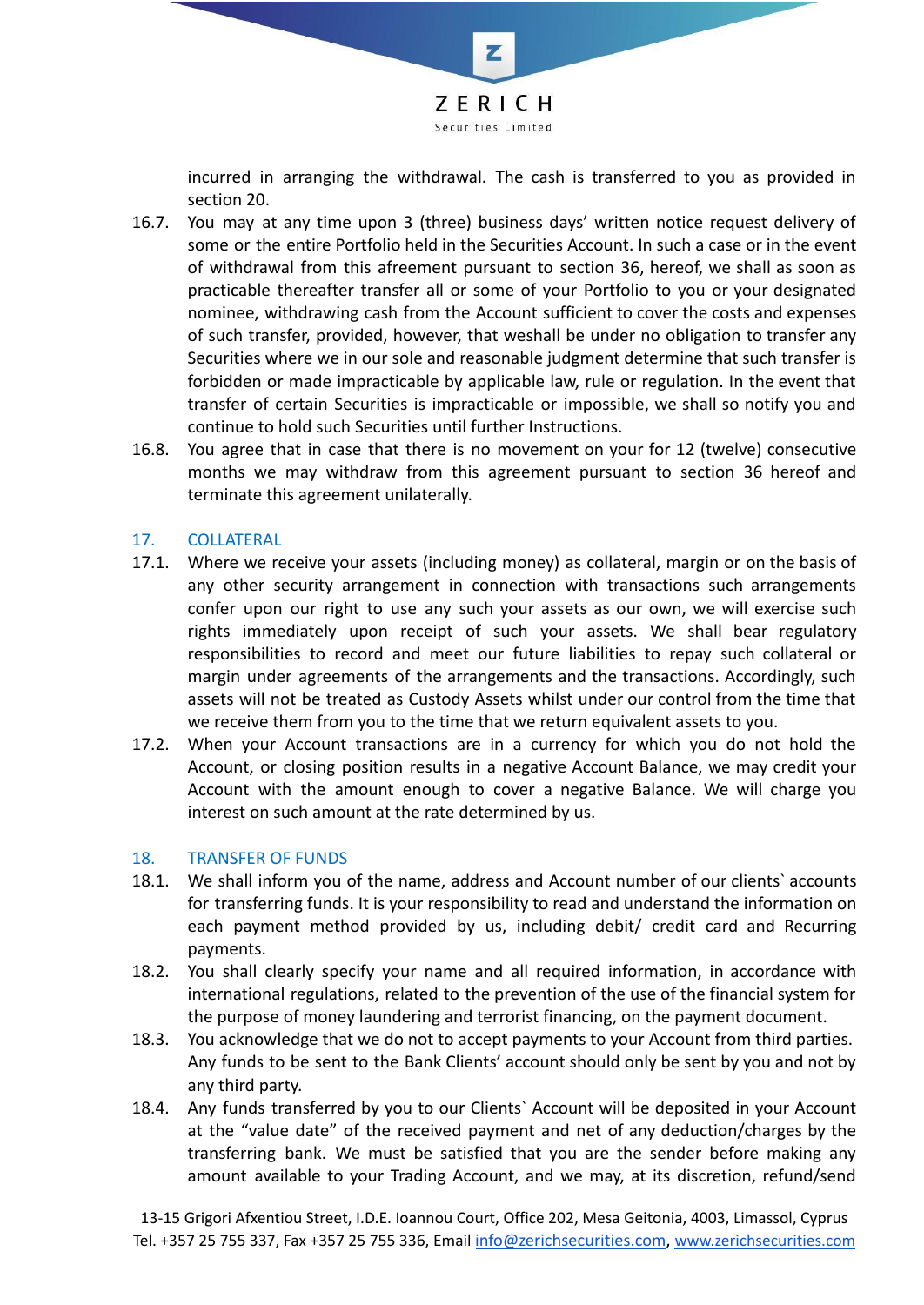incurred in arranging the withdrawal. The cash is transferred to you as provided in section 20.

16.7. You may at any time upon 3 (three) business days' written notice request delivery of some or the entire Portfolio held in the Securities Account. In such a case or in the event of withdrawal from this afreement pursuant to section 36, hereof, we shall as soon as practicable thereafter transfer all or some of your Portfolio to you or your designated nominee, withdrawing cash from the Account sufficient to cover the costs and expenses of such transfer, provided, however, that weshall be under no obligation to transfer any Securities where we in our sole and reasonable judgment determine that such transfer is forbidden or made impracticable by applicable law, rule or regulation. In the event that transfer of certain Securities is impracticable or impossible, we shall so notify you and continue to hold such Securities until further Instructions.

16.8. You agree that in case that there is no movement on your for 12 (twelve) consecutive months we may withdraw from this agreement pursuant to section 36 hereof and terminate this agreement unilaterally.

## 17. COLLATERAL

17.1. Where we receive your assets (including money) as collateral, margin or on the basis of any other security arrangement in connection with transactions such arrangements confer upon our right to use any such your assets as our own, we will exercise such rights immediately upon receipt of such your assets. We shall bear regulatory responsibilities to record and meet our future liabilities to repay such collateral or margin under agreements of the arrangements and the transactions. Accordingly, such assets will not be treated as Custody Assets whilst under our control from the time that we receive them from you to the time that we return equivalent assets to you.

17.2. When your Account transactions are in a currency for which you do not hold the Account, or closing position results in a negative Account Balance, we may credit your Account with the amount enough to cover a negative Balance. We will charge you interest on such amount at the rate determined by us.

## 18. TRANSFER OF FUNDS

18.1. We shall inform you of the name, address and Account number of our clients` accounts for transferring funds. It is your responsibility to read and understand the information on each payment method provided by us, including debit/ credit card and Recurring payments.

18.2. You shall clearly specify your name and all required information, in accordance with international regulations, related to the prevention of the use of the financial system for the purpose of money laundering and terrorist financing, on the payment document.

18.3. You acknowledge that we do not to accept payments to your Account from third parties. Any funds to be sent to the Bank Clients' account should only be sent by you and not by any third party.

18.4. Any funds transferred by you to our Clients` Account will be deposited in your Account at the "value date" of the received payment and net of any deduction/charges by the transferring bank. We must be satisfied that you are the sender before making any amount available to your Trading Account, and we may, at its discretion, refund/send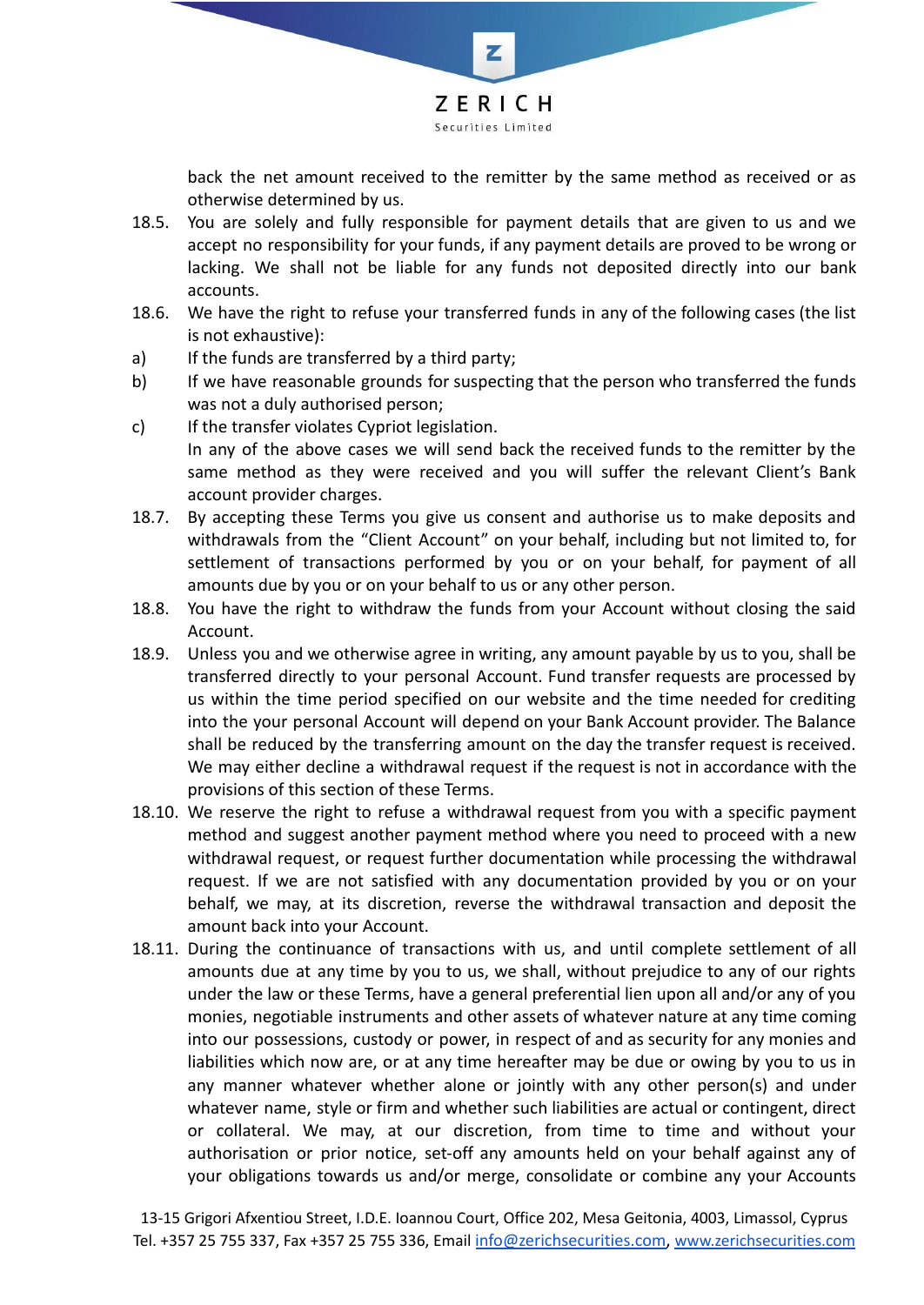back the net amount received to the remitter by the same method as received or as otherwise determined by us.

18.5. You are solely and fully responsible for payment details that are given to us and we accept no responsibility for your funds, if any payment details are proved to be wrong or lacking. We shall not be liable for any funds not deposited directly into our bank accounts.

18.6. We have the right to refuse your transferred funds in any of the following cases (the list is not exhaustive):

a) If the funds are transferred by a third party;

b) If we have reasonable grounds for suspecting that the person who transferred the funds was not a duly authorised person;

c) If the transfer violates Cypriot legislation.

In any of the above cases we will send back the received funds to the remitter by the same method as they were received and you will suffer the relevant Client's Bank account provider charges.

18.7. By accepting these Terms you give us consent and authorise us to make deposits and withdrawals from the "Client Account" on your behalf, including but not limited to, for settlement of transactions performed by you or on your behalf, for payment of all amounts due by you or on your behalf to us or any other person.

18.8. You have the right to withdraw the funds from your Account without closing the said Account.

18.9. Unless you and we otherwise agree in writing, any amount payable by us to you, shall be transferred directly to your personal Account. Fund transfer requests are processed by us within the time period specified on our website and the time needed for crediting into the your personal Account will depend on your Bank Account provider. The Balance shall be reduced by the transferring amount on the day the transfer request is received. We may either decline a withdrawal request if the request is not in accordance with the provisions of this section of these Terms.

18.10. We reserve the right to refuse a withdrawal request from you with a specific payment method and suggest another payment method where you need to proceed with a new withdrawal request, or request further documentation while processing the withdrawal request. If we are not satisfied with any documentation provided by you or on your behalf, we may, at its discretion, reverse the withdrawal transaction and deposit the amount back into your Account.

18.11. During the continuance of transactions with us, and until complete settlement of all amounts due at any time by you to us, we shall, without prejudice to any of our rights under the law or these Terms, have a general preferential lien upon all and/or any of you monies, negotiable instruments and other assets of whatever nature at any time coming into our possessions, custody or power, in respect of and as security for any monies and liabilities which now are, or at any time hereafter may be due or owing by you to us in any manner whatever whether alone or jointly with any other person(s) and under whatever name, style or firm and whether such liabilities are actual or contingent, direct or collateral. We may, at our discretion, from time to time and without your authorisation or prior notice, set-off any amounts held on your behalf against any of your obligations towards us and/or merge, consolidate or combine any your Accounts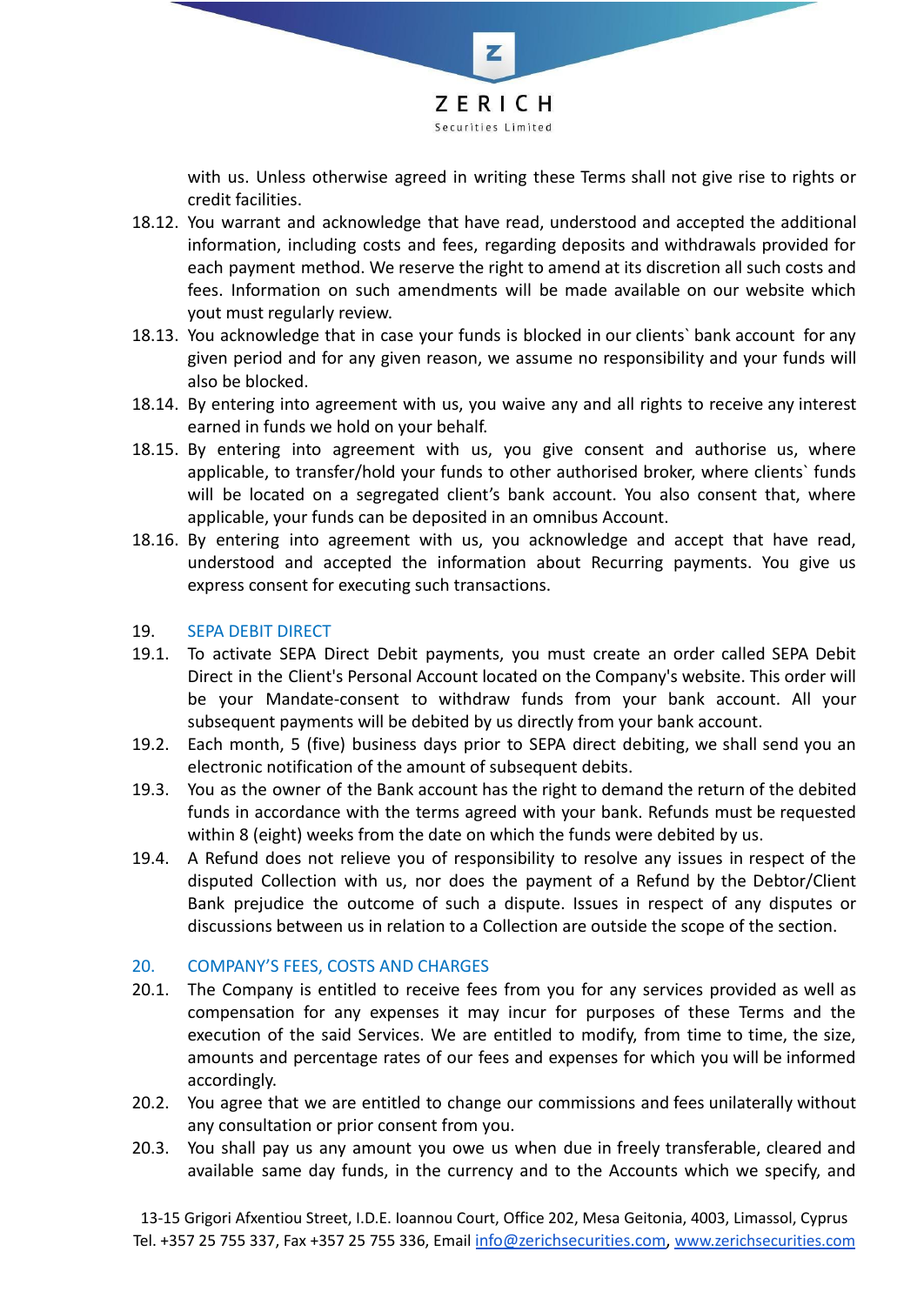with us. Unless otherwise agreed in writing these Terms shall not give rise to rights or credit facilities.

18.12. You warrant and acknowledge that have read, understood and accepted the additional information, including costs and fees, regarding deposits and withdrawals provided for each payment method. We reserve the right to amend at its discretion all such costs and fees. Information on such amendments will be made available on our website which yout must regularly review.

18.13. You acknowledge that in case your funds is blocked in our clients` bank account for any given period and for any given reason, we assume no responsibility and your funds will also be blocked.

18.14. By entering into agreement with us, you waive any and all rights to receive any interest earned in funds we hold on your behalf.

18.15. By entering into agreement with us, you give consent and authorise us, where applicable, to transfer/hold your funds to other authorised broker, where clients` funds will be located on a segregated client's bank account. You also consent that, where applicable, your funds can be deposited in an omnibus Account.

18.16. By entering into agreement with us, you acknowledge and accept that have read, understood and accepted the information about Recurring payments. You give us express consent for executing such transactions.

## 19. SEPA DEBIT DIRECT

19.1. To activate SEPA Direct Debit payments, you must create an order called SEPA Debit Direct in the Client's Personal Account located on the Company's website. This order will be your Mandate-consent to withdraw funds from your bank account. All your subsequent payments will be debited by us directly from your bank account.

19.2. Each month, 5 (five) business days prior to SEPA direct debiting, we shall send you an electronic notification of the amount of subsequent debits.

19.3. You as the owner of the Bank account has the right to demand the return of the debited funds in accordance with the terms agreed with your bank. Refunds must be requested within 8 (eight) weeks from the date on which the funds were debited by us.

19.4. A Refund does not relieve you of responsibility to resolve any issues in respect of the disputed Collection with us, nor does the payment of a Refund by the Debtor/Client Bank prejudice the outcome of such a dispute. Issues in respect of any disputes or discussions between us in relation to a Collection are outside the scope of the section.

## 20. COMPANY'S FEES, COSTS AND CHARGES

20.1. The Company is entitled to receive fees from you for any services provided as well as compensation for any expenses it may incur for purposes of these Terms and the execution of the said Services. We are entitled to modify, from time to time, the size, amounts and percentage rates of our fees and expenses for which you will be informed accordingly.

20.2. You agree that we are entitled to change our commissions and fees unilaterally without any consultation or prior consent from you.

20.3. You shall pay us any amount you owe us when due in freely transferable, cleared and available same day funds, in the currency and to the Accounts which we specify, and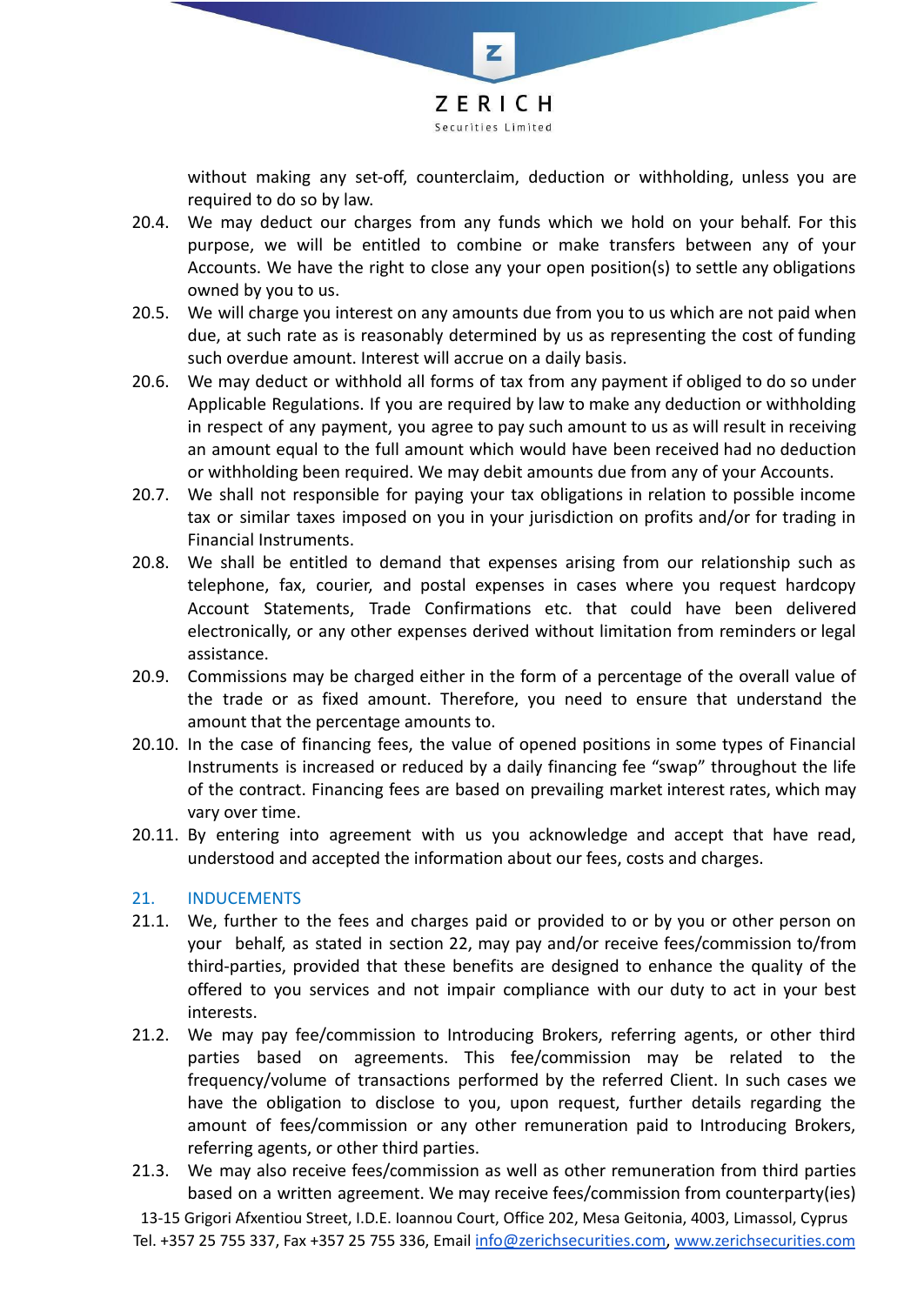without making any set-off, counterclaim, deduction or withholding, unless you are required to do so by law.

20.4. We may deduct our charges from any funds which we hold on your behalf. For this purpose, we will be entitled to combine or make transfers between any of your Accounts. We have the right to close any your open position(s) to settle any obligations owned by you to us.

20.5. We will charge you interest on any amounts due from you to us which are not paid when due, at such rate as is reasonably determined by us as representing the cost of funding such overdue amount. Interest will accrue on a daily basis.

20.6. We may deduct or withhold all forms of tax from any payment if obliged to do so under Applicable Regulations. If you are required by law to make any deduction or withholding in respect of any payment, you agree to pay such amount to us as will result in receiving an amount equal to the full amount which would have been received had no deduction or withholding been required. We may debit amounts due from any of your Accounts.

20.7. We shall not responsible for paying your tax obligations in relation to possible income tax or similar taxes imposed on you in your jurisdiction on profits and/or for trading in Financial Instruments.

20.8. We shall be entitled to demand that expenses arising from our relationship such as telephone, fax, courier, and postal expenses in cases where you request hardcopy Account Statements, Trade Confirmations etc. that could have been delivered electronically, or any other expenses derived without limitation from reminders or legal assistance.

20.9. Commissions may be charged either in the form of a percentage of the overall value of the trade or as fixed amount. Therefore, you need to ensure that understand the amount that the percentage amounts to.

20.10. In the case of financing fees, the value of opened positions in some types of Financial Instruments is increased or reduced by a daily financing fee "swap" throughout the life of the contract. Financing fees are based on prevailing market interest rates, which may vary over time.

20.11. By entering into agreement with us you acknowledge and accept that have read, understood and accepted the information about our fees, costs and charges.

## 21. INDUCEMENTS

21.1. We, further to the fees and charges paid or provided to or by you or other person on your behalf, as stated in section 22, may pay and/or receive fees/commission to/from third-parties, provided that these benefits are designed to enhance the quality of the offered to you services and not impair compliance with our duty to act in your best interests.

21.2. We may pay fee/commission to Introducing Brokers, referring agents, or other third parties based on agreements. This fee/commission may be related to the frequency/volume of transactions performed by the referred Client. In such cases we have the obligation to disclose to you, upon request, further details regarding the amount of fees/commission or any other remuneration paid to Introducing Brokers, referring agents, or other third parties.

21.3. We may also receive fees/commission as well as other remuneration from third parties based on a written agreement. We may receive fees/commission from counterparty(ies)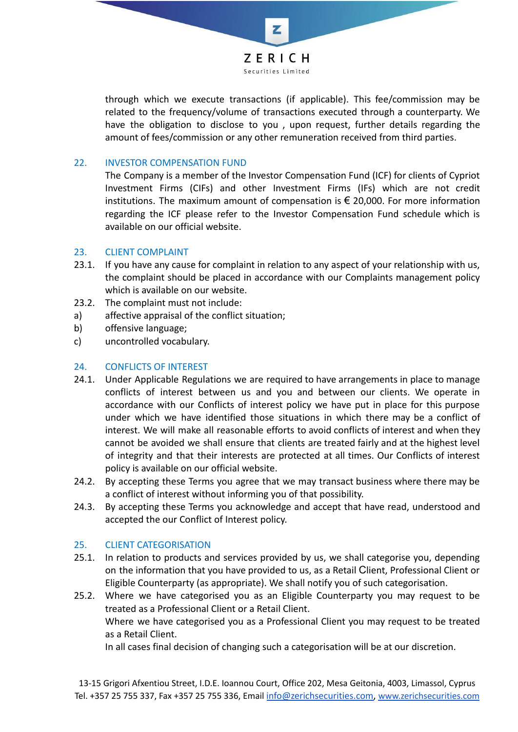through which we execute transactions (if applicable). This fee/commission may be related to the frequency/volume of transactions executed through a counterparty. We have the obligation to disclose to you , upon request, further details regarding the amount of fees/commission or any other remuneration received from third parties.

## 22. INVESTOR COMPENSATION FUND

The Company is a member of the Investor Compensation Fund (ICF) for clients of Cypriot Investment Firms (CIFs) and other Investment Firms (IFs) which are not credit institutions. The maximum amount of compensation is € 20,000. For more information regarding the ICF please refer to the Investor Compensation Fund schedule which is available on our official website.

## 23. CLIENT COMPLAINT

23.1. If you have any cause for complaint in relation to any aspect of your relationship with us, the complaint should be placed in accordance with our Complaints management policy which is available on our website.

23.2. The complaint must not include:

a) affective appraisal of the conflict situation;

b) offensive language;

c) uncontrolled vocabulary.

## 24. CONFLICTS OF INTEREST

24.1. Under Applicable Regulations we are required to have arrangements in place to manage conflicts of interest between us and you and between our clients. We operate in accordance with our Conflicts of interest policy we have put in place for this purpose under which we have identified those situations in which there may be a conflict of interest. We will make all reasonable efforts to avoid conflicts of interest and when they cannot be avoided we shall ensure that clients are treated fairly and at the highest level of integrity and that their interests are protected at all times. Our Conflicts of interest policy is available on our official website.

24.2. By accepting these Terms you agree that we may transact business where there may be a conflict of interest without informing you of that possibility.

24.3. By accepting these Terms you acknowledge and accept that have read, understood and accepted the our Conflict of Interest policy.

## 25. CLIENT CATEGORISATION

25.1. In relation to products and services provided by us, we shall categorise you, depending on the information that you have provided to us, as a Retail Client, Professional Client or Eligible Counterparty (as appropriate). We shall notify you of such categorisation.

25.2. Where we have categorised you as an Eligible Counterparty you may request to be treated as a Professional Client or a Retail Client.

Where we have categorised you as a Professional Client you may request to be treated as a Retail Client.

In all cases final decision of changing such a categorisation will be at our discretion.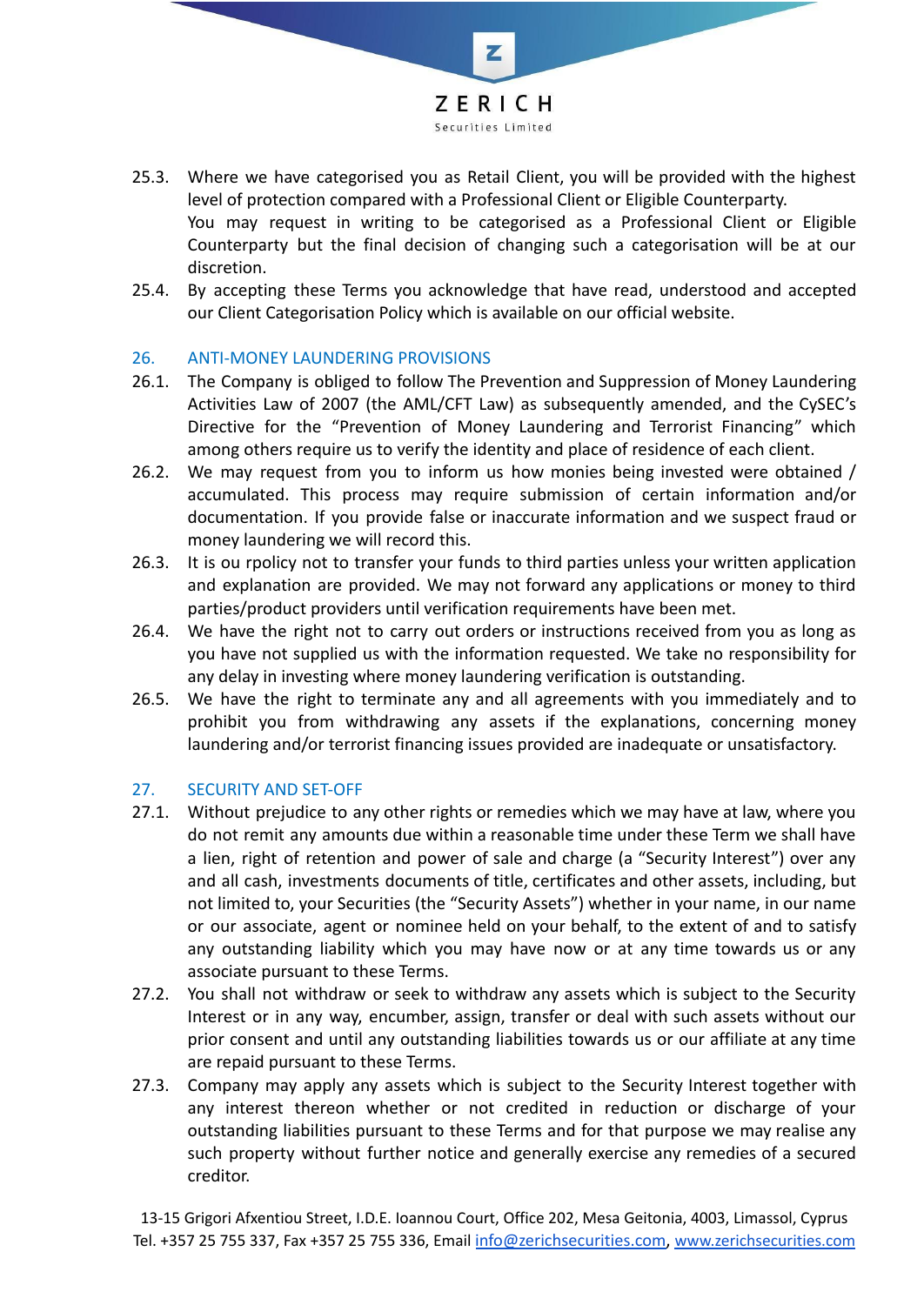25.3. Where we have categorised you as Retail Client, you will be provided with the highest level of protection compared with a Professional Client or Eligible Counterparty.
You may request in writing to be categorised as a Professional Client or Eligible Counterparty but the final decision of changing such a categorisation will be at our discretion.

25.4. By accepting these Terms you acknowledge that have read, understood and accepted our Client Categorisation Policy which is available on our official website.

## 26. ANTI-MONEY LAUNDERING PROVISIONS

26.1. The Company is obliged to follow The Prevention and Suppression of Money Laundering Activities Law of 2007 (the AML/CFT Law) as subsequently amended, and the CySEC's Directive for the "Prevention of Money Laundering and Terrorist Financing" which among others require us to verify the identity and place of residence of each client.

26.2. We may request from you to inform us how monies being invested were obtained / accumulated. This process may require submission of certain information and/or documentation. If you provide false or inaccurate information and we suspect fraud or money laundering we will record this.

26.3. It is ou rpolicy not to transfer your funds to third parties unless your written application and explanation are provided. We may not forward any applications or money to third parties/product providers until verification requirements have been met.

26.4. We have the right not to carry out orders or instructions received from you as long as you have not supplied us with the information requested. We take no responsibility for any delay in investing where money laundering verification is outstanding.

26.5. We have the right to terminate any and all agreements with you immediately and to prohibit you from withdrawing any assets if the explanations, concerning money laundering and/or terrorist financing issues provided are inadequate or unsatisfactory.

## 27. SECURITY AND SET-OFF

27.1. Without prejudice to any other rights or remedies which we may have at law, where you do not remit any amounts due within a reasonable time under these Term we shall have a lien, right of retention and power of sale and charge (a "Security Interest") over any and all cash, investments documents of title, certificates and other assets, including, but not limited to, your Securities (the "Security Assets") whether in your name, in our name or our associate, agent or nominee held on your behalf, to the extent of and to satisfy any outstanding liability which you may have now or at any time towards us or any associate pursuant to these Terms.

27.2. You shall not withdraw or seek to withdraw any assets which is subject to the Security Interest or in any way, encumber, assign, transfer or deal with such assets without our prior consent and until any outstanding liabilities towards us or our affiliate at any time are repaid pursuant to these Terms.

27.3. Company may apply any assets which is subject to the Security Interest together with any interest thereon whether or not credited in reduction or discharge of your outstanding liabilities pursuant to these Terms and for that purpose we may realise any such property without further notice and generally exercise any remedies of a secured creditor.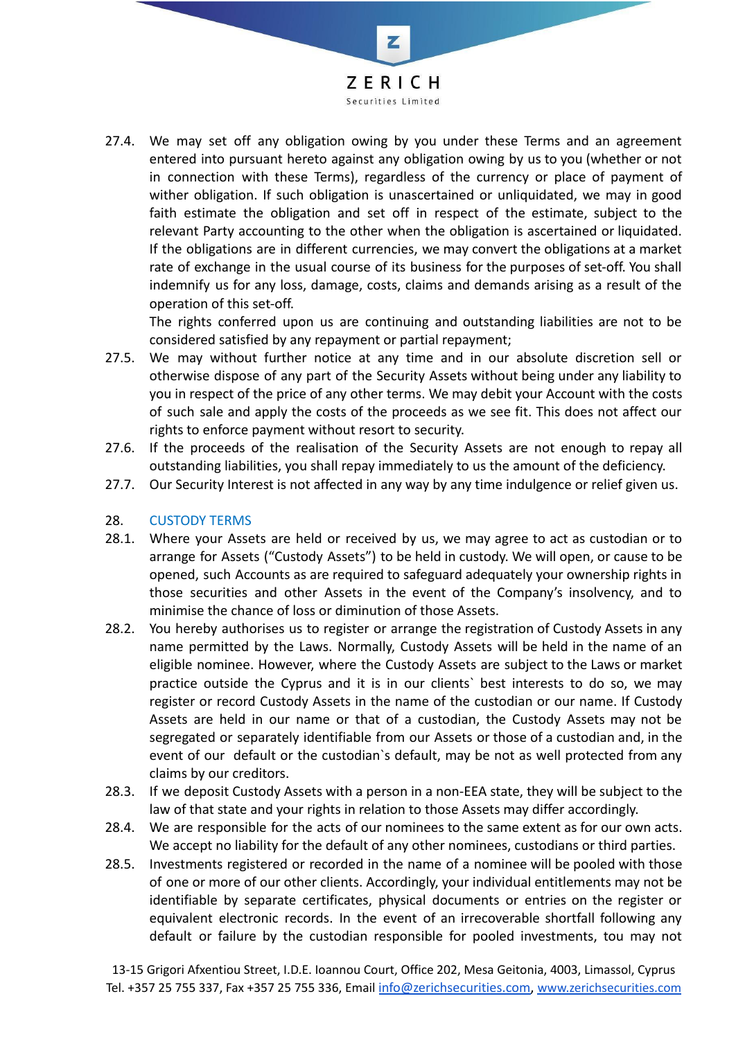27.4. We may set off any obligation owing by you under these Terms and an agreement entered into pursuant hereto against any obligation owing by us to you (whether or not in connection with these Terms), regardless of the currency or place of payment of wither obligation. If such obligation is unascertained or unliquidated, we may in good faith estimate the obligation and set off in respect of the estimate, subject to the relevant Party accounting to the other when the obligation is ascertained or liquidated. If the obligations are in different currencies, we may convert the obligations at a market rate of exchange in the usual course of its business for the purposes of set-off. You shall indemnify us for any loss, damage, costs, claims and demands arising as a result of the operation of this set-off.

The rights conferred upon us are continuing and outstanding liabilities are not to be considered satisfied by any repayment or partial repayment;

27.5. We may without further notice at any time and in our absolute discretion sell or otherwise dispose of any part of the Security Assets without being under any liability to you in respect of the price of any other terms. We may debit your Account with the costs of such sale and apply the costs of the proceeds as we see fit. This does not affect our rights to enforce payment without resort to security.

27.6. If the proceeds of the realisation of the Security Assets are not enough to repay all outstanding liabilities, you shall repay immediately to us the amount of the deficiency.

27.7. Our Security Interest is not affected in any way by any time indulgence or relief given us.

## 28. CUSTODY TERMS

28.1. Where your Assets are held or received by us, we may agree to act as custodian or to arrange for Assets ("Custody Assets") to be held in custody. We will open, or cause to be opened, such Accounts as are required to safeguard adequately your ownership rights in those securities and other Assets in the event of the Company's insolvency, and to minimise the chance of loss or diminution of those Assets.

28.2. You hereby authorises us to register or arrange the registration of Custody Assets in any name permitted by the Laws. Normally, Custody Assets will be held in the name of an eligible nominee. However, where the Custody Assets are subject to the Laws or market practice outside the Cyprus and it is in our clients` best interests to do so, we may register or record Custody Assets in the name of the custodian or our name. If Custody Assets are held in our name or that of a custodian, the Custody Assets may not be segregated or separately identifiable from our Assets or those of a custodian and, in the event of our default or the custodian`s default, may be not as well protected from any claims by our creditors.

28.3. If we deposit Custody Assets with a person in a non-EEA state, they will be subject to the law of that state and your rights in relation to those Assets may differ accordingly.

28.4. We are responsible for the acts of our nominees to the same extent as for our own acts. We accept no liability for the default of any other nominees, custodians or third parties.

28.5. Investments registered or recorded in the name of a nominee will be pooled with those of one or more of our other clients. Accordingly, your individual entitlements may not be identifiable by separate certificates, physical documents or entries on the register or equivalent electronic records. In the event of an irrecoverable shortfall following any default or failure by the custodian responsible for pooled investments, tou may not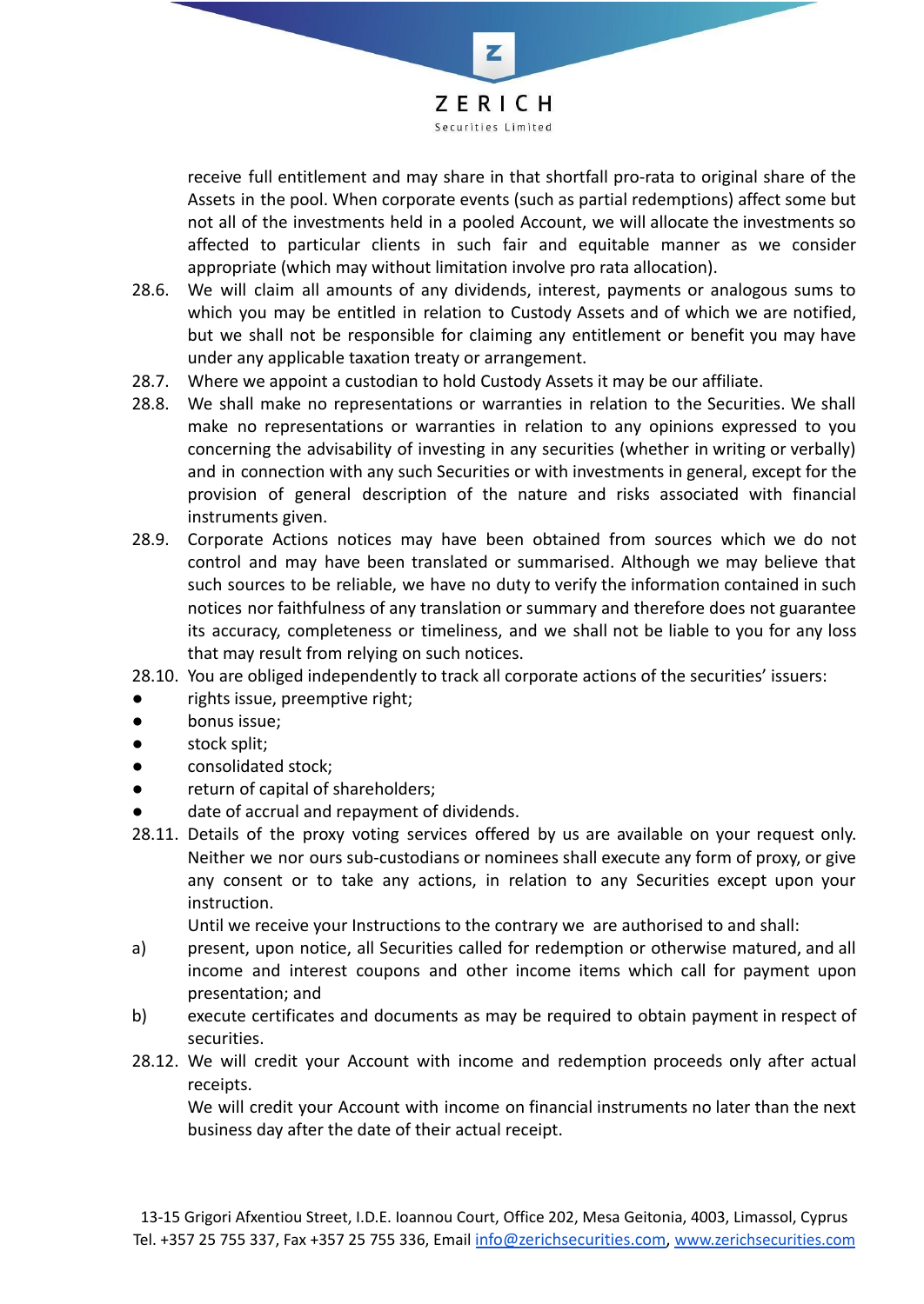receive full entitlement and may share in that shortfall pro-rata to original share of the Assets in the pool. When corporate events (such as partial redemptions) affect some but not all of the investments held in a pooled Account, we will allocate the investments so affected to particular clients in such fair and equitable manner as we consider appropriate (which may without limitation involve pro rata allocation).

28.6. We will claim all amounts of any dividends, interest, payments or analogous sums to which you may be entitled in relation to Custody Assets and of which we are notified, but we shall not be responsible for claiming any entitlement or benefit you may have under any applicable taxation treaty or arrangement.

28.7. Where we appoint a custodian to hold Custody Assets it may be our affiliate.

28.8. We shall make no representations or warranties in relation to the Securities. We shall make no representations or warranties in relation to any opinions expressed to you concerning the advisability of investing in any securities (whether in writing or verbally) and in connection with any such Securities or with investments in general, except for the provision of general description of the nature and risks associated with financial instruments given.

28.9. Corporate Actions notices may have been obtained from sources which we do not control and may have been translated or summarised. Although we may believe that such sources to be reliable, we have no duty to verify the information contained in such notices nor faithfulness of any translation or summary and therefore does not guarantee its accuracy, completeness or timeliness, and we shall not be liable to you for any loss that may result from relying on such notices.

28.10. You are obliged independently to track all corporate actions of the securities' issuers:

- rights issue, preemptive right;
- bonus issue;
- stock split;
- consolidated stock;
- return of capital of shareholders;
- date of accrual and repayment of dividends.

28.11. Details of the proxy voting services offered by us are available on your request only. Neither we nor ours sub-custodians or nominees shall execute any form of proxy, or give any consent or to take any actions, in relation to any Securities except upon your instruction.

Until we receive your Instructions to the contrary we are authorised to and shall:

a) present, upon notice, all Securities called for redemption or otherwise matured, and all income and interest coupons and other income items which call for payment upon presentation; and

b) execute certificates and documents as may be required to obtain payment in respect of securities.

28.12. We will credit your Account with income and redemption proceeds only after actual receipts.

We will credit your Account with income on financial instruments no later than the next business day after the date of their actual receipt.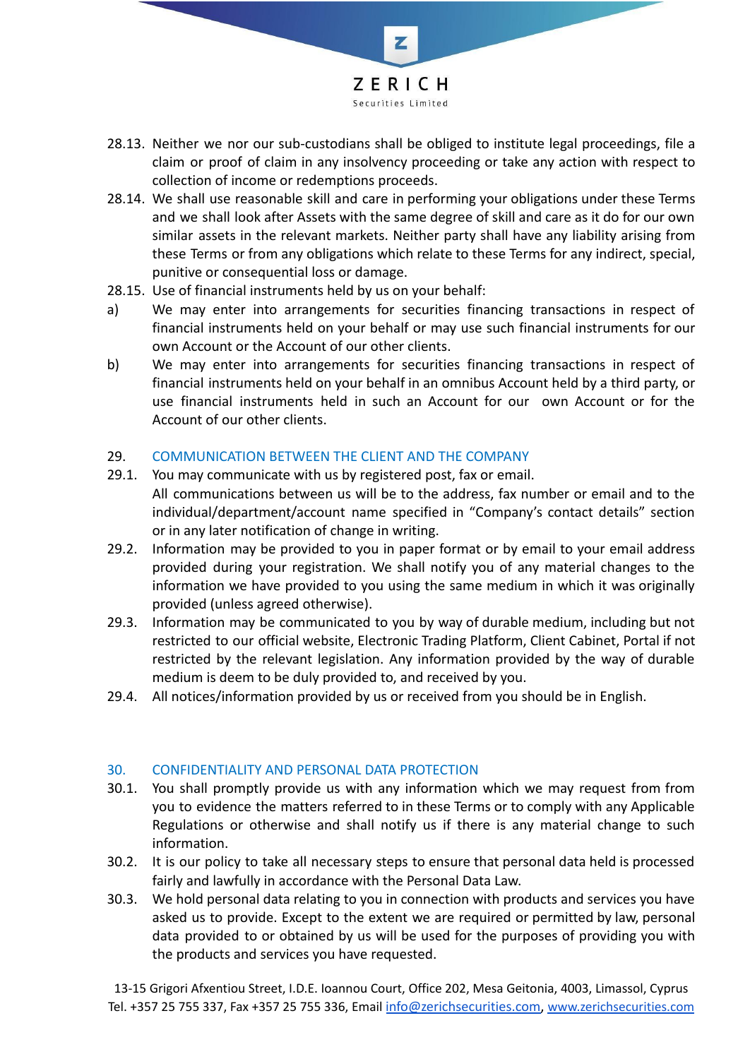28.13. Neither we nor our sub-custodians shall be obliged to institute legal proceedings, file a claim or proof of claim in any insolvency proceeding or take any action with respect to collection of income or redemptions proceeds.

28.14. We shall use reasonable skill and care in performing your obligations under these Terms and we shall look after Assets with the same degree of skill and care as it do for our own similar assets in the relevant markets. Neither party shall have any liability arising from these Terms or from any obligations which relate to these Terms for any indirect, special, punitive or consequential loss or damage.

28.15. Use of financial instruments held by us on your behalf:

a) We may enter into arrangements for securities financing transactions in respect of financial instruments held on your behalf or may use such financial instruments for our own Account or the Account of our other clients.

b) We may enter into arrangements for securities financing transactions in respect of financial instruments held on your behalf in an omnibus Account held by a third party, or use financial instruments held in such an Account for our own Account or for the Account of our other clients.

## 29. COMMUNICATION BETWEEN THE CLIENT AND THE COMPANY

29.1. You may communicate with us by registered post, fax or email.
All communications between us will be to the address, fax number or email and to the individual/department/account name specified in "Company's contact details" section or in any later notification of change in writing.

29.2. Information may be provided to you in paper format or by email to your email address provided during your registration. We shall notify you of any material changes to the information we have provided to you using the same medium in which it was originally provided (unless agreed otherwise).

29.3. Information may be communicated to you by way of durable medium, including but not restricted to our official website, Electronic Trading Platform, Client Cabinet, Portal if not restricted by the relevant legislation. Any information provided by the way of durable medium is deem to be duly provided to, and received by you.

29.4. All notices/information provided by us or received from you should be in English.

## 30. CONFIDENTIALITY AND PERSONAL DATA PROTECTION

30.1. You shall promptly provide us with any information which we may request from from you to evidence the matters referred to in these Terms or to comply with any Applicable Regulations or otherwise and shall notify us if there is any material change to such information.

30.2. It is our policy to take all necessary steps to ensure that personal data held is processed fairly and lawfully in accordance with the Personal Data Law.

30.3. We hold personal data relating to you in connection with products and services you have asked us to provide. Except to the extent we are required or permitted by law, personal data provided to or obtained by us will be used for the purposes of providing you with the products and services you have requested.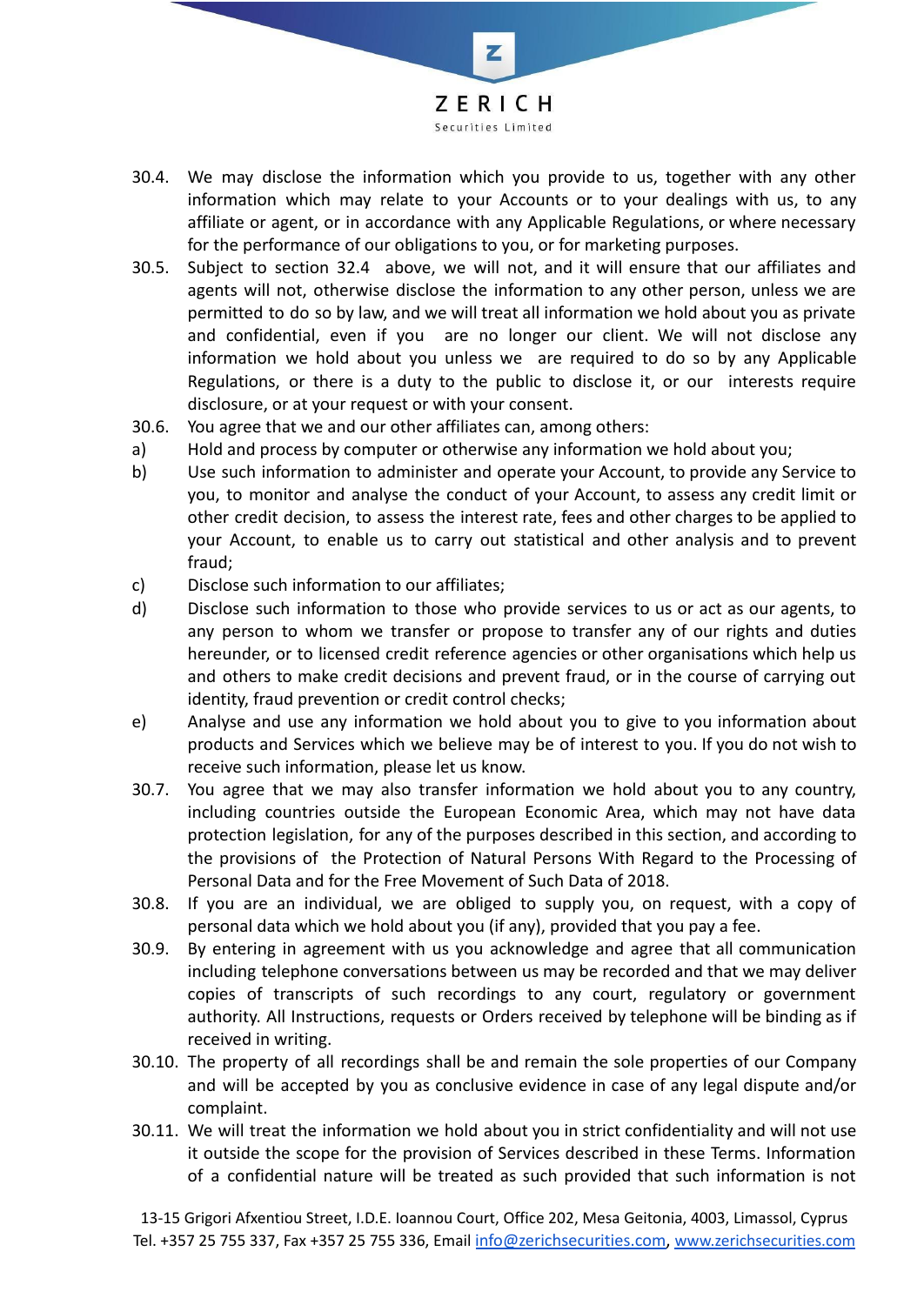30.4. We may disclose the information which you provide to us, together with any other information which may relate to your Accounts or to your dealings with us, to any affiliate or agent, or in accordance with any Applicable Regulations, or where necessary for the performance of our obligations to you, or for marketing purposes.

30.5. Subject to section 32.4 above, we will not, and it will ensure that our affiliates and agents will not, otherwise disclose the information to any other person, unless we are permitted to do so by law, and we will treat all information we hold about you as private and confidential, even if you are no longer our client. We will not disclose any information we hold about you unless we are required to do so by any Applicable Regulations, or there is a duty to the public to disclose it, or our interests require disclosure, or at your request or with your consent.

30.6. You agree that we and our other affiliates can, among others:

a) Hold and process by computer or otherwise any information we hold about you;

b) Use such information to administer and operate your Account, to provide any Service to you, to monitor and analyse the conduct of your Account, to assess any credit limit or other credit decision, to assess the interest rate, fees and other charges to be applied to your Account, to enable us to carry out statistical and other analysis and to prevent fraud;

c) Disclose such information to our affiliates;

d) Disclose such information to those who provide services to us or act as our agents, to any person to whom we transfer or propose to transfer any of our rights and duties hereunder, or to licensed credit reference agencies or other organisations which help us and others to make credit decisions and prevent fraud, or in the course of carrying out identity, fraud prevention or credit control checks;

e) Analyse and use any information we hold about you to give to you information about products and Services which we believe may be of interest to you. If you do not wish to receive such information, please let us know.

30.7. You agree that we may also transfer information we hold about you to any country, including countries outside the European Economic Area, which may not have data protection legislation, for any of the purposes described in this section, and according to the provisions of the Protection of Natural Persons With Regard to the Processing of Personal Data and for the Free Movement of Such Data of 2018.

30.8. If you are an individual, we are obliged to supply you, on request, with a copy of personal data which we hold about you (if any), provided that you pay a fee.

30.9. By entering in agreement with us you acknowledge and agree that all communication including telephone conversations between us may be recorded and that we may deliver copies of transcripts of such recordings to any court, regulatory or government authority. All Instructions, requests or Orders received by telephone will be binding as if received in writing.

30.10. The property of all recordings shall be and remain the sole properties of our Company and will be accepted by you as conclusive evidence in case of any legal dispute and/or complaint.

30.11. We will treat the information we hold about you in strict confidentiality and will not use it outside the scope for the provision of Services described in these Terms. Information of a confidential nature will be treated as such provided that such information is not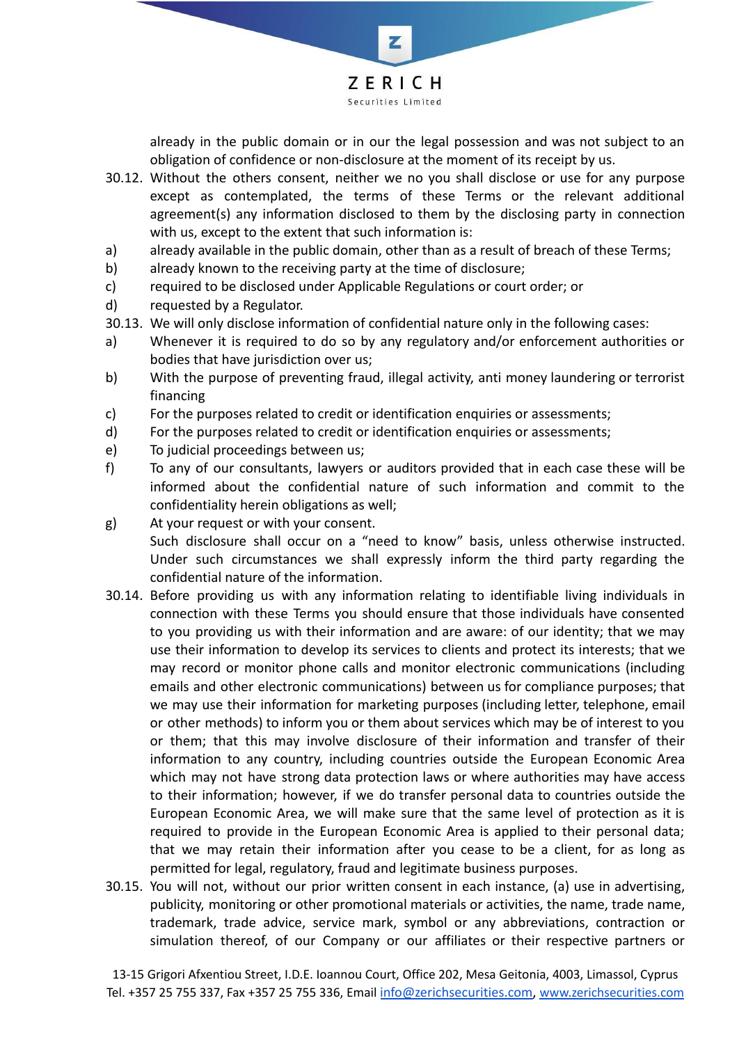already in the public domain or in our the legal possession and was not subject to an obligation of confidence or non-disclosure at the moment of its receipt by us.

30.12. Without the others consent, neither we no you shall disclose or use for any purpose except as contemplated, the terms of these Terms or the relevant additional agreement(s) any information disclosed to them by the disclosing party in connection with us, except to the extent that such information is:

a) already available in the public domain, other than as a result of breach of these Terms;
b) already known to the receiving party at the time of disclosure;
c) required to be disclosed under Applicable Regulations or court order; or
d) requested by a Regulator.

30.13. We will only disclose information of confidential nature only in the following cases:

a) Whenever it is required to do so by any regulatory and/or enforcement authorities or bodies that have jurisdiction over us;
b) With the purpose of preventing fraud, illegal activity, anti money laundering or terrorist financing
c) For the purposes related to credit or identification enquiries or assessments;
d) For the purposes related to credit or identification enquiries or assessments;
e) To judicial proceedings between us;
f) To any of our consultants, lawyers or auditors provided that in each case these will be informed about the confidential nature of such information and commit to the confidentiality herein obligations as well;
g) At your request or with your consent.

Such disclosure shall occur on a "need to know" basis, unless otherwise instructed. Under such circumstances we shall expressly inform the third party regarding the confidential nature of the information.

30.14. Before providing us with any information relating to identifiable living individuals in connection with these Terms you should ensure that those individuals have consented to you providing us with their information and are aware: of our identity; that we may use their information to develop its services to clients and protect its interests; that we may record or monitor phone calls and monitor electronic communications (including emails and other electronic communications) between us for compliance purposes; that we may use their information for marketing purposes (including letter, telephone, email or other methods) to inform you or them about services which may be of interest to you or them; that this may involve disclosure of their information and transfer of their information to any country, including countries outside the European Economic Area which may not have strong data protection laws or where authorities may have access to their information; however, if we do transfer personal data to countries outside the European Economic Area, we will make sure that the same level of protection as it is required to provide in the European Economic Area is applied to their personal data; that we may retain their information after you cease to be a client, for as long as permitted for legal, regulatory, fraud and legitimate business purposes.

30.15. You will not, without our prior written consent in each instance, (a) use in advertising, publicity, monitoring or other promotional materials or activities, the name, trade name, trademark, trade advice, service mark, symbol or any abbreviations, contraction or simulation thereof, of our Company or our affiliates or their respective partners or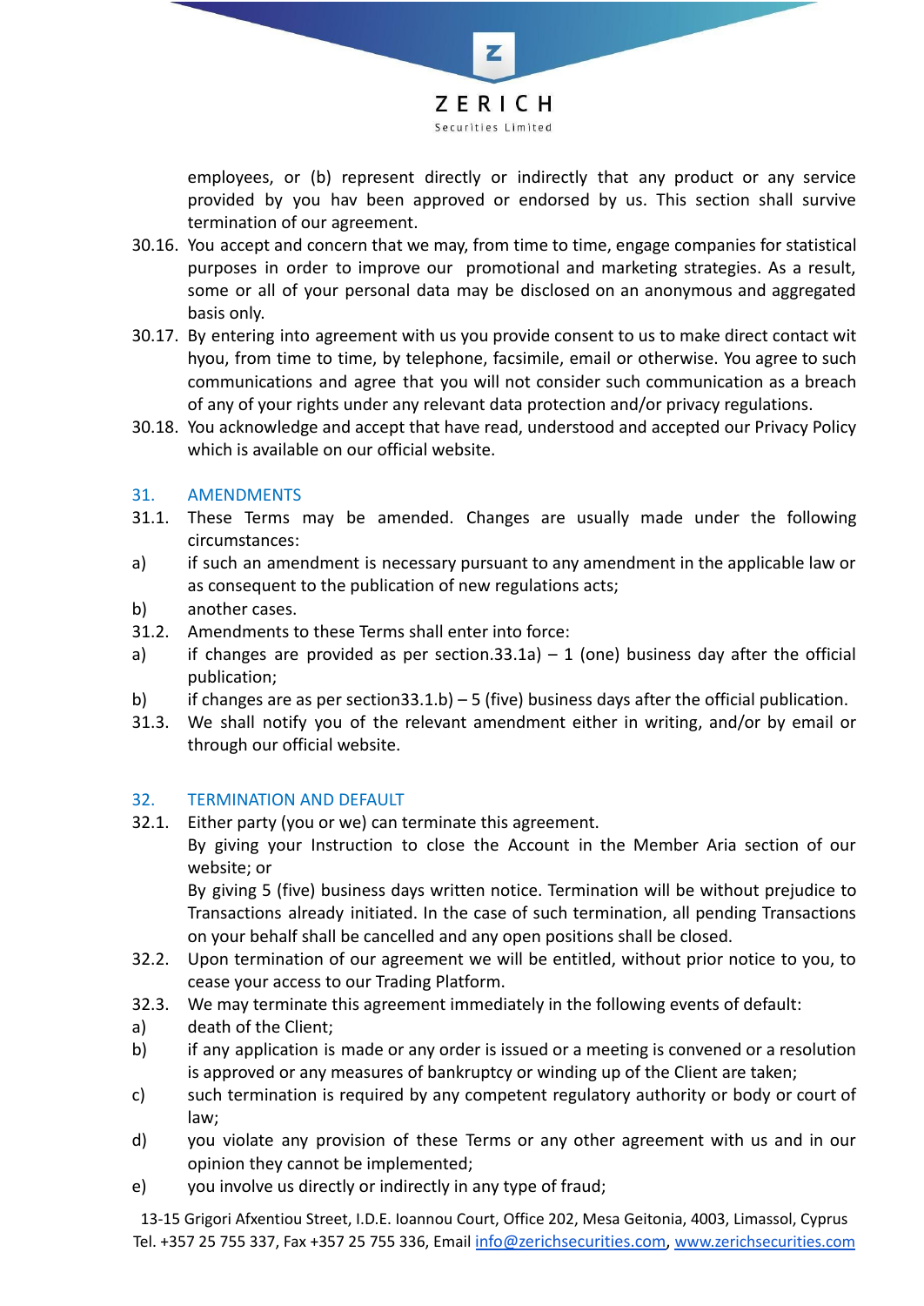employees, or (b) represent directly or indirectly that any product or any service provided by you hav been approved or endorsed by us. This section shall survive termination of our agreement.

30.16. You accept and concern that we may, from time to time, engage companies for statistical purposes in order to improve our promotional and marketing strategies. As a result, some or all of your personal data may be disclosed on an anonymous and aggregated basis only.

30.17. By entering into agreement with us you provide consent to us to make direct contact wit hyou, from time to time, by telephone, facsimile, email or otherwise. You agree to such communications and agree that you will not consider such communication as a breach of any of your rights under any relevant data protection and/or privacy regulations.

30.18. You acknowledge and accept that have read, understood and accepted our Privacy Policy which is available on our official website.

## 31. AMENDMENTS

31.1. These Terms may be amended. Changes are usually made under the following circumstances:

a) if such an amendment is necessary pursuant to any amendment in the applicable law or as consequent to the publication of new regulations acts;

b) another cases.

31.2. Amendments to these Terms shall enter into force:

a) if changes are provided as per section.33.1a) – 1 (one) business day after the official publication;

b) if changes are as per section33.1.b) – 5 (five) business days after the official publication.

31.3. We shall notify you of the relevant amendment either in writing, and/or by email or through our official website.

## 32. TERMINATION AND DEFAULT

32.1. Either party (you or we) can terminate this agreement.

By giving your Instruction to close the Account in the Member Aria section of our website; or

By giving 5 (five) business days written notice. Termination will be without prejudice to Transactions already initiated. In the case of such termination, all pending Transactions on your behalf shall be cancelled and any open positions shall be closed.

32.2. Upon termination of our agreement we will be entitled, without prior notice to you, to cease your access to our Trading Platform.

32.3. We may terminate this agreement immediately in the following events of default:

a) death of the Client;

b) if any application is made or any order is issued or a meeting is convened or a resolution is approved or any measures of bankruptcy or winding up of the Client are taken;

c) such termination is required by any competent regulatory authority or body or court of law;

d) you violate any provision of these Terms or any other agreement with us and in our opinion they cannot be implemented;

e) you involve us directly or indirectly in any type of fraud;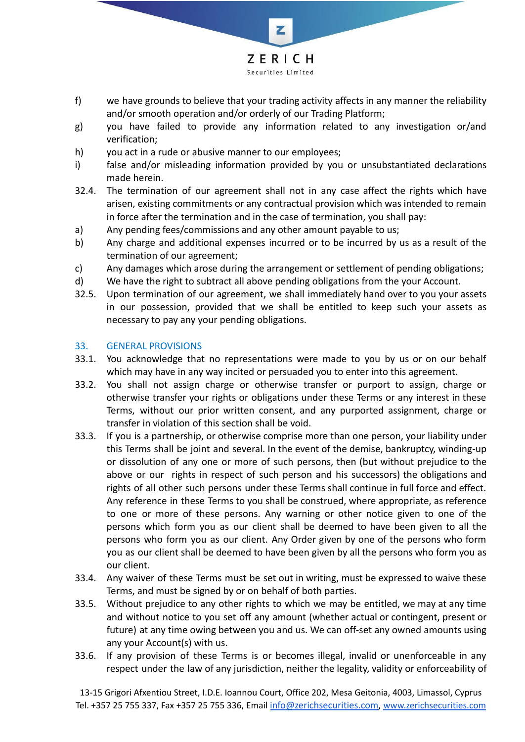f) we have grounds to believe that your trading activity affects in any manner the reliability and/or smooth operation and/or orderly of our Trading Platform;

g) you have failed to provide any information related to any investigation or/and verification;

h) you act in a rude or abusive manner to our employees;

i) false and/or misleading information provided by you or unsubstantiated declarations made herein.

32.4. The termination of our agreement shall not in any case affect the rights which have arisen, existing commitments or any contractual provision which was intended to remain in force after the termination and in the case of termination, you shall pay:

a) Any pending fees/commissions and any other amount payable to us;

b) Any charge and additional expenses incurred or to be incurred by us as a result of the termination of our agreement;

c) Any damages which arose during the arrangement or settlement of pending obligations;

d) We have the right to subtract all above pending obligations from the your Account.

32.5. Upon termination of our agreement, we shall immediately hand over to you your assets in our possession, provided that we shall be entitled to keep such your assets as necessary to pay any your pending obligations.

## 33. GENERAL PROVISIONS

33.1. You acknowledge that no representations were made to you by us or on our behalf which may have in any way incited or persuaded you to enter into this agreement.

33.2. You shall not assign charge or otherwise transfer or purport to assign, charge or otherwise transfer your rights or obligations under these Terms or any interest in these Terms, without our prior written consent, and any purported assignment, charge or transfer in violation of this section shall be void.

33.3. If you is a partnership, or otherwise comprise more than one person, your liability under this Terms shall be joint and several. In the event of the demise, bankruptcy, winding-up or dissolution of any one or more of such persons, then (but without prejudice to the above or our rights in respect of such person and his successors) the obligations and rights of all other such persons under these Terms shall continue in full force and effect. Any reference in these Terms to you shall be construed, where appropriate, as reference to one or more of these persons. Any warning or other notice given to one of the persons which form you as our client shall be deemed to have been given to all the persons who form you as our client. Any Order given by one of the persons who form you as our client shall be deemed to have been given by all the persons who form you as our client.

33.4. Any waiver of these Terms must be set out in writing, must be expressed to waive these Terms, and must be signed by or on behalf of both parties.

33.5. Without prejudice to any other rights to which we may be entitled, we may at any time and without notice to you set off any amount (whether actual or contingent, present or future) at any time owing between you and us. We can off-set any owned amounts using any your Account(s) with us.

33.6. If any provision of these Terms is or becomes illegal, invalid or unenforceable in any respect under the law of any jurisdiction, neither the legality, validity or enforceability of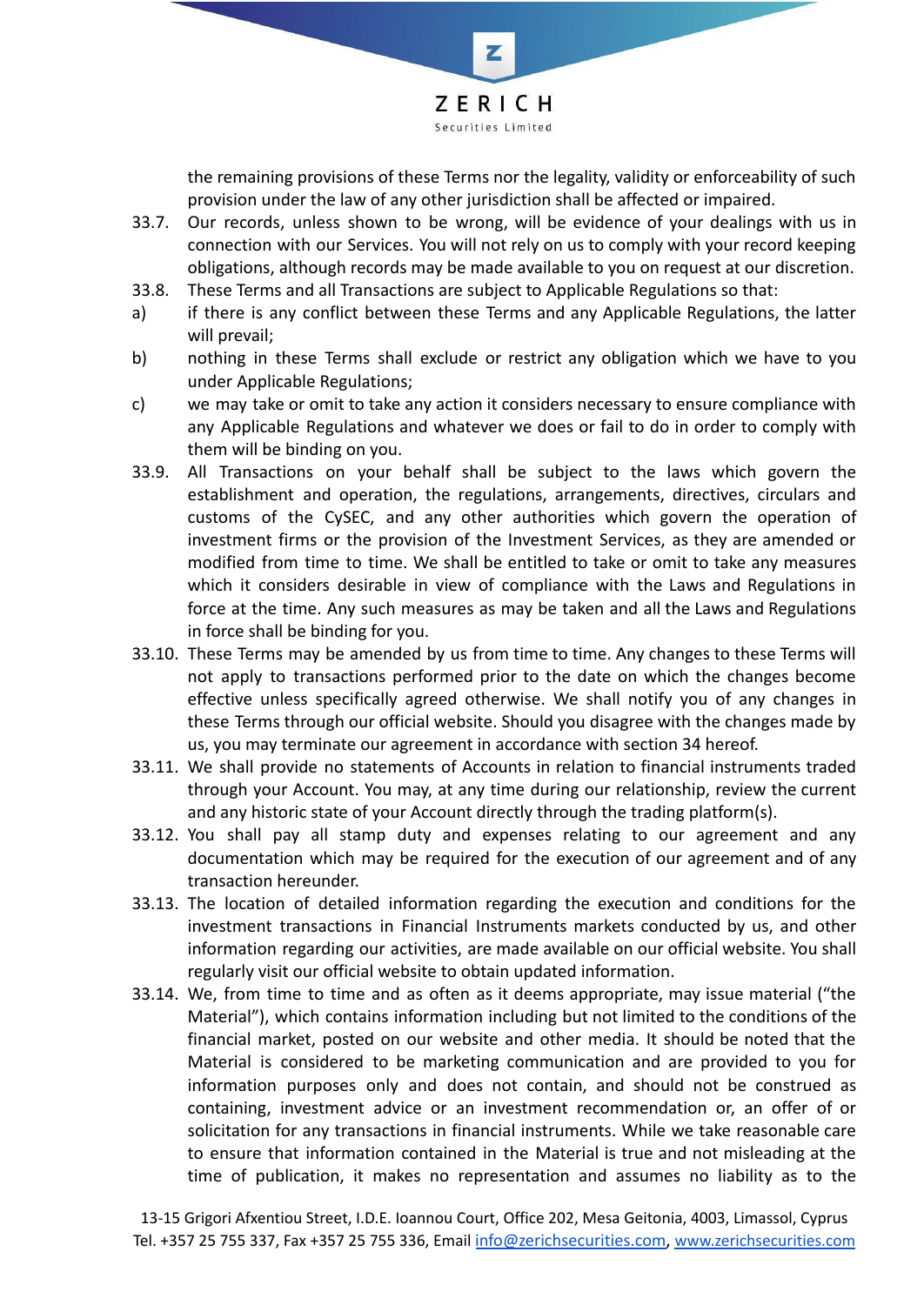the remaining provisions of these Terms nor the legality, validity or enforceability of such provision under the law of any other jurisdiction shall be affected or impaired.

33.7. Our records, unless shown to be wrong, will be evidence of your dealings with us in connection with our Services. You will not rely on us to comply with your record keeping obligations, although records may be made available to you on request at our discretion.

33.8. These Terms and all Transactions are subject to Applicable Regulations so that:

a) if there is any conflict between these Terms and any Applicable Regulations, the latter will prevail;

b) nothing in these Terms shall exclude or restrict any obligation which we have to you under Applicable Regulations;

c) we may take or omit to take any action it considers necessary to ensure compliance with any Applicable Regulations and whatever we does or fail to do in order to comply with them will be binding on you.

33.9. All Transactions on your behalf shall be subject to the laws which govern the establishment and operation, the regulations, arrangements, directives, circulars and customs of the CySEC, and any other authorities which govern the operation of investment firms or the provision of the Investment Services, as they are amended or modified from time to time. We shall be entitled to take or omit to take any measures which it considers desirable in view of compliance with the Laws and Regulations in force at the time. Any such measures as may be taken and all the Laws and Regulations in force shall be binding for you.

33.10. These Terms may be amended by us from time to time. Any changes to these Terms will not apply to transactions performed prior to the date on which the changes become effective unless specifically agreed otherwise. We shall notify you of any changes in these Terms through our official website. Should you disagree with the changes made by us, you may terminate our agreement in accordance with section 34 hereof.

33.11. We shall provide no statements of Accounts in relation to financial instruments traded through your Account. You may, at any time during our relationship, review the current and any historic state of your Account directly through the trading platform(s).

33.12. You shall pay all stamp duty and expenses relating to our agreement and any documentation which may be required for the execution of our agreement and of any transaction hereunder.

33.13. The location of detailed information regarding the execution and conditions for the investment transactions in Financial Instruments markets conducted by us, and other information regarding our activities, are made available on our official website. You shall regularly visit our official website to obtain updated information.

33.14. We, from time to time and as often as it deems appropriate, may issue material ("the Material"), which contains information including but not limited to the conditions of the financial market, posted on our website and other media. It should be noted that the Material is considered to be marketing communication and are provided to you for information purposes only and does not contain, and should not be construed as containing, investment advice or an investment recommendation or, an offer of or solicitation for any transactions in financial instruments. While we take reasonable care to ensure that information contained in the Material is true and not misleading at the time of publication, it makes no representation and assumes no liability as to the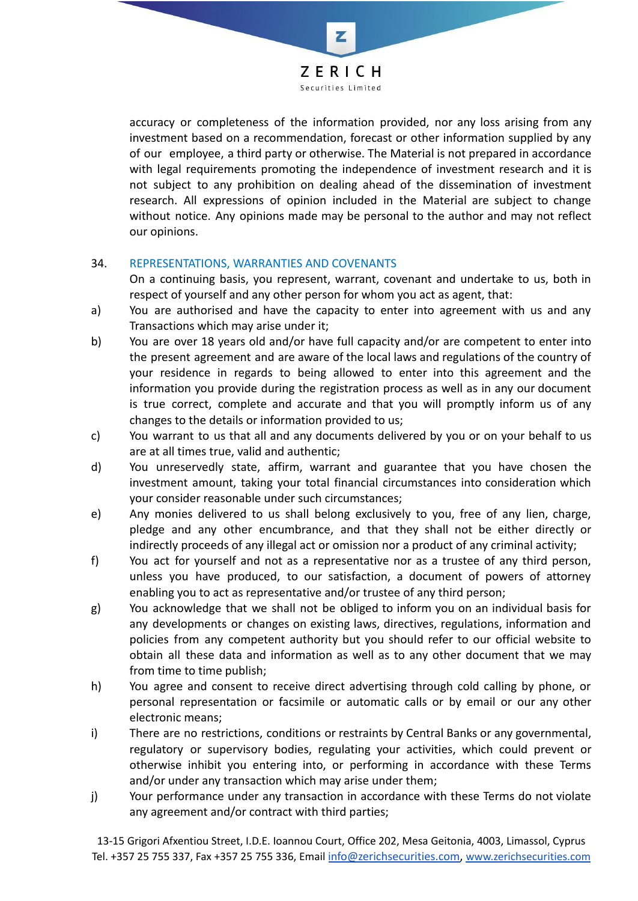accuracy or completeness of the information provided, nor any loss arising from any investment based on a recommendation, forecast or other information supplied by any of our employee, a third party or otherwise. The Material is not prepared in accordance with legal requirements promoting the independence of investment research and it is not subject to any prohibition on dealing ahead of the dissemination of investment research. All expressions of opinion included in the Material are subject to change without notice. Any opinions made may be personal to the author and may not reflect our opinions.

## 34. REPRESENTATIONS, WARRANTIES AND COVENANTS

On a continuing basis, you represent, warrant, covenant and undertake to us, both in respect of yourself and any other person for whom you act as agent, that:

a) You are authorised and have the capacity to enter into agreement with us and any Transactions which may arise under it;

b) You are over 18 years old and/or have full capacity and/or are competent to enter into the present agreement and are aware of the local laws and regulations of the country of your residence in regards to being allowed to enter into this agreement and the information you provide during the registration process as well as in any our document is true correct, complete and accurate and that you will promptly inform us of any changes to the details or information provided to us;

c) You warrant to us that all and any documents delivered by you or on your behalf to us are at all times true, valid and authentic;

d) You unreservedly state, affirm, warrant and guarantee that you have chosen the investment amount, taking your total financial circumstances into consideration which your consider reasonable under such circumstances;

e) Any monies delivered to us shall belong exclusively to you, free of any lien, charge, pledge and any other encumbrance, and that they shall not be either directly or indirectly proceeds of any illegal act or omission nor a product of any criminal activity;

f) You act for yourself and not as a representative nor as a trustee of any third person, unless you have produced, to our satisfaction, a document of powers of attorney enabling you to act as representative and/or trustee of any third person;

g) You acknowledge that we shall not be obliged to inform you on an individual basis for any developments or changes on existing laws, directives, regulations, information and policies from any competent authority but you should refer to our official website to obtain all these data and information as well as to any other document that we may from time to time publish;

h) You agree and consent to receive direct advertising through cold calling by phone, or personal representation or facsimile or automatic calls or by email or our any other electronic means;

i) There are no restrictions, conditions or restraints by Central Banks or any governmental, regulatory or supervisory bodies, regulating your activities, which could prevent or otherwise inhibit you entering into, or performing in accordance with these Terms and/or under any transaction which may arise under them;

j) Your performance under any transaction in accordance with these Terms do not violate any agreement and/or contract with third parties;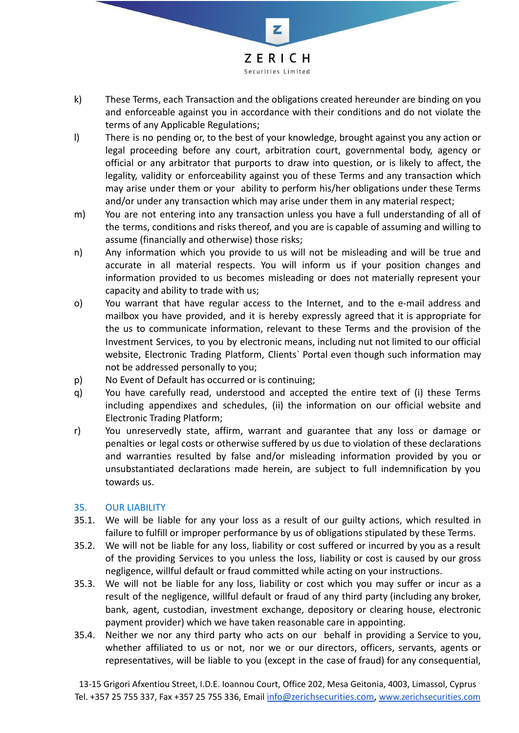k) These Terms, each Transaction and the obligations created hereunder are binding on you and enforceable against you in accordance with their conditions and do not violate the terms of any Applicable Regulations;

l) There is no pending or, to the best of your knowledge, brought against you any action or legal proceeding before any court, arbitration court, governmental body, agency or official or any arbitrator that purports to draw into question, or is likely to affect, the legality, validity or enforceability against you of these Terms and any transaction which may arise under them or your ability to perform his/her obligations under these Terms and/or under any transaction which may arise under them in any material respect;

m) You are not entering into any transaction unless you have a full understanding of all of the terms, conditions and risks thereof, and you are is capable of assuming and willing to assume (financially and otherwise) those risks;

n) Any information which you provide to us will not be misleading and will be true and accurate in all material respects. You will inform us if your position changes and information provided to us becomes misleading or does not materially represent your capacity and ability to trade with us;

o) You warrant that have regular access to the Internet, and to the e-mail address and mailbox you have provided, and it is hereby expressly agreed that it is appropriate for the us to communicate information, relevant to these Terms and the provision of the Investment Services, to you by electronic means, including nut not limited to our official website, Electronic Trading Platform, Clients` Portal even though such information may not be addressed personally to you;

p) No Event of Default has occurred or is continuing;

q) You have carefully read, understood and accepted the entire text of (i) these Terms including appendixes and schedules, (ii) the information on our official website and Electronic Trading Platform;

r) You unreservedly state, affirm, warrant and guarantee that any loss or damage or penalties or legal costs or otherwise suffered by us due to violation of these declarations and warranties resulted by false and/or misleading information provided by you or unsubstantiated declarations made herein, are subject to full indemnification by you towards us.

## 35. OUR LIABILITY

35.1. We will be liable for any your loss as a result of our guilty actions, which resulted in failure to fulfill or improper performance by us of obligations stipulated by these Terms.

35.2. We will not be liable for any loss, liability or cost suffered or incurred by you as a result of the providing Services to you unless the loss, liability or cost is caused by our gross negligence, willful default or fraud committed while acting on your instructions.

35.3. We will not be liable for any loss, liability or cost which you may suffer or incur as a result of the negligence, willful default or fraud of any third party (including any broker, bank, agent, custodian, investment exchange, depository or clearing house, electronic payment provider) which we have taken reasonable care in appointing.

35.4. Neither we nor any third party who acts on our behalf in providing a Service to you, whether affiliated to us or not, nor we or our directors, officers, servants, agents or representatives, will be liable to you (except in the case of fraud) for any consequential,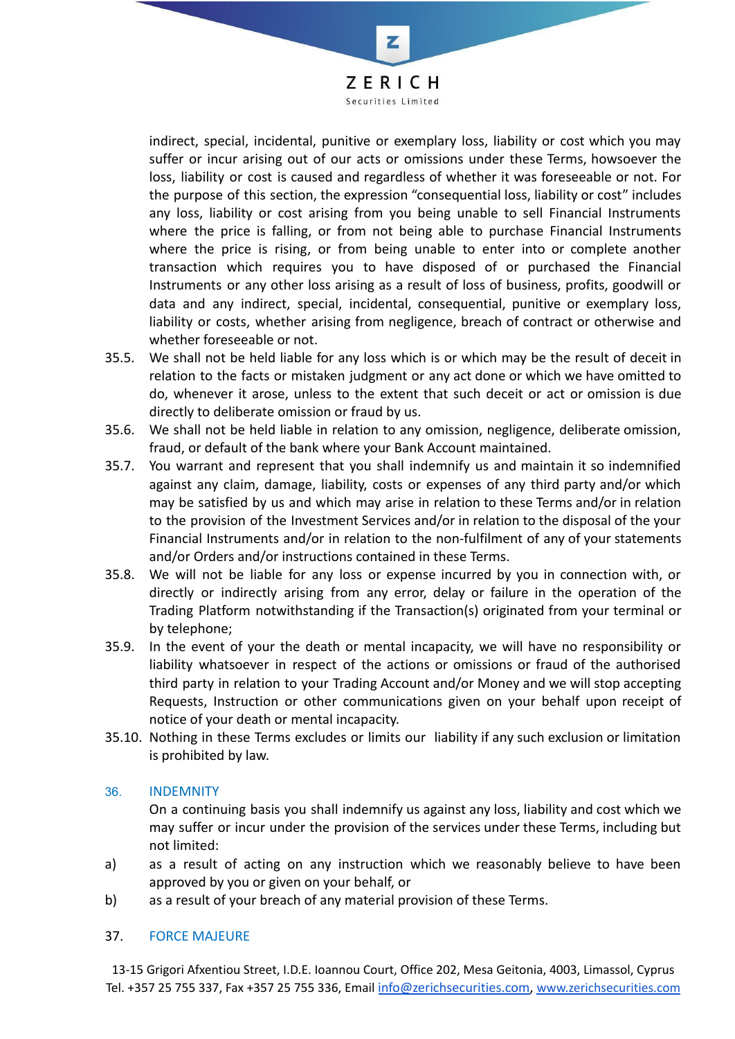indirect, special, incidental, punitive or exemplary loss, liability or cost which you may suffer or incur arising out of our acts or omissions under these Terms, howsoever the loss, liability or cost is caused and regardless of whether it was foreseeable or not. For the purpose of this section, the expression “consequential loss, liability or cost” includes any loss, liability or cost arising from you being unable to sell Financial Instruments where the price is falling, or from not being able to purchase Financial Instruments where the price is rising, or from being unable to enter into or complete another transaction which requires you to have disposed of or purchased the Financial Instruments or any other loss arising as a result of loss of business, profits, goodwill or data and any indirect, special, incidental, consequential, punitive or exemplary loss, liability or costs, whether arising from negligence, breach of contract or otherwise and whether foreseeable or not.

35.5. We shall not be held liable for any loss which is or which may be the result of deceit in relation to the facts or mistaken judgment or any act done or which we have omitted to do, whenever it arose, unless to the extent that such deceit or act or omission is due directly to deliberate omission or fraud by us.

35.6. We shall not be held liable in relation to any omission, negligence, deliberate omission, fraud, or default of the bank where your Bank Account maintained.

35.7. You warrant and represent that you shall indemnify us and maintain it so indemnified against any claim, damage, liability, costs or expenses of any third party and/or which may be satisfied by us and which may arise in relation to these Terms and/or in relation to the provision of the Investment Services and/or in relation to the disposal of the your Financial Instruments and/or in relation to the non-fulfilment of any of your statements and/or Orders and/or instructions contained in these Terms.

35.8. We will not be liable for any loss or expense incurred by you in connection with, or directly or indirectly arising from any error, delay or failure in the operation of the Trading Platform notwithstanding if the Transaction(s) originated from your terminal or by telephone;

35.9. In the event of your the death or mental incapacity, we will have no responsibility or liability whatsoever in respect of the actions or omissions or fraud of the authorised third party in relation to your Trading Account and/or Money and we will stop accepting Requests, Instruction or other communications given on your behalf upon receipt of notice of your death or mental incapacity.

35.10. Nothing in these Terms excludes or limits our liability if any such exclusion or limitation is prohibited by law.

## 36. INDEMNITY

On a continuing basis you shall indemnify us against any loss, liability and cost which we may suffer or incur under the provision of the services under these Terms, including but not limited:

a) as a result of acting on any instruction which we reasonably believe to have been approved by you or given on your behalf, or

b) as a result of your breach of any material provision of these Terms.

## 37. FORCE MAJEURE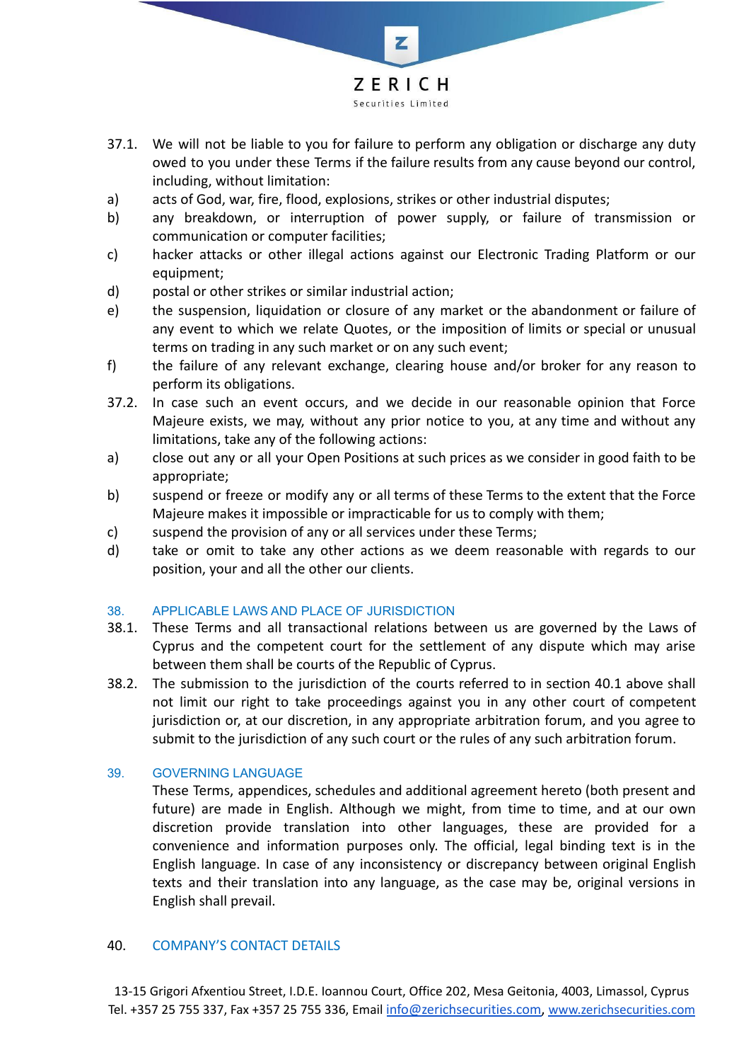37.1. We will not be liable to you for failure to perform any obligation or discharge any duty owed to you under these Terms if the failure results from any cause beyond our control, including, without limitation:

a) acts of God, war, fire, flood, explosions, strikes or other industrial disputes;

b) any breakdown, or interruption of power supply, or failure of transmission or communication or computer facilities;

c) hacker attacks or other illegal actions against our Electronic Trading Platform or our equipment;

d) postal or other strikes or similar industrial action;

e) the suspension, liquidation or closure of any market or the abandonment or failure of any event to which we relate Quotes, or the imposition of limits or special or unusual terms on trading in any such market or on any such event;

f) the failure of any relevant exchange, clearing house and/or broker for any reason to perform its obligations.

37.2. In case such an event occurs, and we decide in our reasonable opinion that Force Majeure exists, we may, without any prior notice to you, at any time and without any limitations, take any of the following actions:

a) close out any or all your Open Positions at such prices as we consider in good faith to be appropriate;

b) suspend or freeze or modify any or all terms of these Terms to the extent that the Force Majeure makes it impossible or impracticable for us to comply with them;

c) suspend the provision of any or all services under these Terms;

d) take or omit to take any other actions as we deem reasonable with regards to our position, your and all the other our clients.

## 38. APPLICABLE LAWS AND PLACE OF JURISDICTION

38.1. These Terms and all transactional relations between us are governed by the Laws of Cyprus and the competent court for the settlement of any dispute which may arise between them shall be courts of the Republic of Cyprus.

38.2. The submission to the jurisdiction of the courts referred to in section 40.1 above shall not limit our right to take proceedings against you in any other court of competent jurisdiction or, at our discretion, in any appropriate arbitration forum, and you agree to submit to the jurisdiction of any such court or the rules of any such arbitration forum.

## 39. GOVERNING LANGUAGE

These Terms, appendices, schedules and additional agreement hereto (both present and future) are made in English. Although we might, from time to time, and at our own discretion provide translation into other languages, these are provided for a convenience and information purposes only. The official, legal binding text is in the English language. In case of any inconsistency or discrepancy between original English texts and their translation into any language, as the case may be, original versions in English shall prevail.

## 40. COMPANY'S CONTACT DETAILS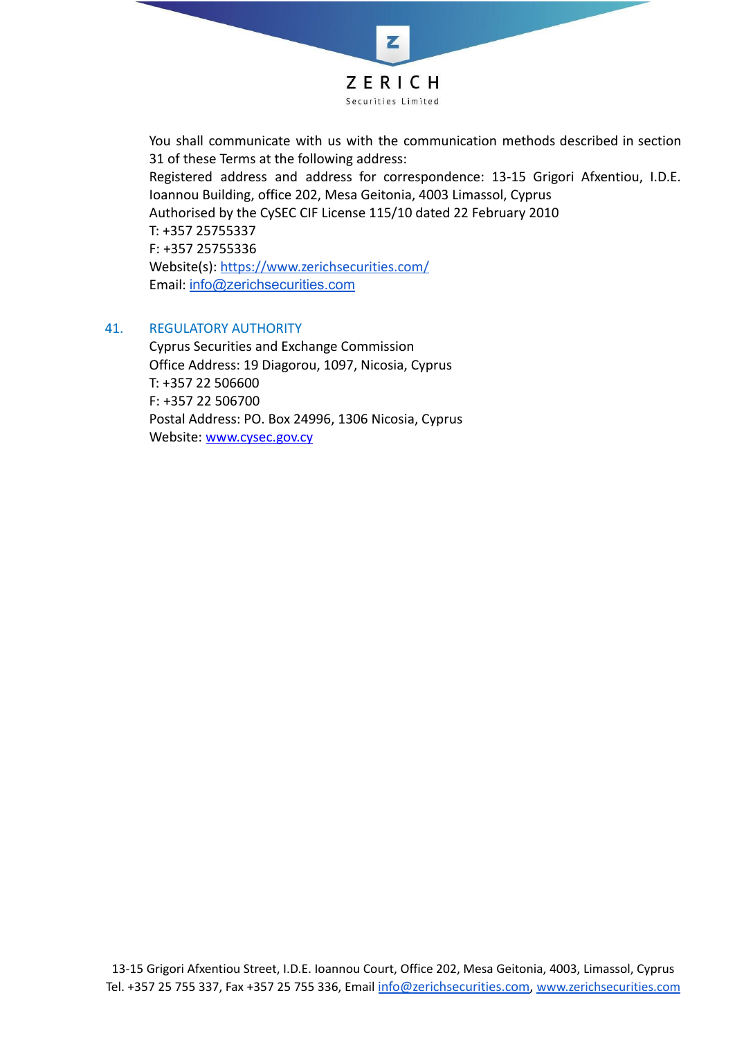You shall communicate with us with the communication methods described in section 31 of these Terms at the following address:
Registered address and address for correspondence: 13-15 Grigori Afxentiou, I.D.E. Ioannou Building, office 202, Mesa Geitonia, 4003 Limassol, Cyprus
Authorised by the CySEC CIF License 115/10 dated 22 February 2010
T: +357 25755337
F: +357 25755336
Website(s): https://www.zerichsecurities.com/
Email: info@zerichsecurities.com

## 41. REGULATORY AUTHORITY

Cyprus Securities and Exchange Commission
Office Address: 19 Diagorou, 1097, Nicosia, Cyprus
T: +357 22 506600
F: +357 22 506700
Postal Address: PO. Box 24996, 1306 Nicosia, Cyprus
Website: www.cysec.gov.cy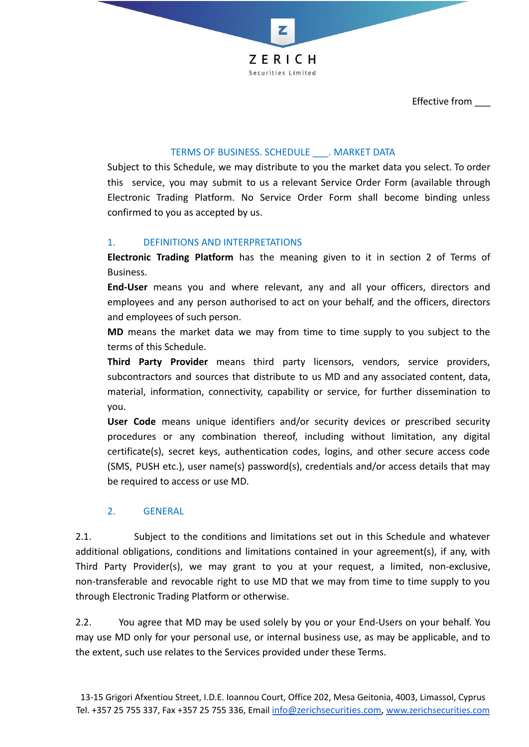Effective from ___

## TERMS OF BUSINESS. SCHEDULE ___. MARKET DATA

Subject to this Schedule, we may distribute to you the market data you select. To order this service, you may submit to us a relevant Service Order Form (available through Electronic Trading Platform. No Service Order Form shall become binding unless confirmed to you as accepted by us.

### 1. DEFINITIONS AND INTERPRETATIONS

**Electronic Trading Platform** has the meaning given to it in section 2 of Terms of Business.

**End-User** means you and where relevant, any and all your officers, directors and employees and any person authorised to act on your behalf, and the officers, directors and employees of such person.

**MD** means the market data we may from time to time supply to you subject to the terms of this Schedule.

**Third Party Provider** means third party licensors, vendors, service providers, subcontractors and sources that distribute to us MD and any associated content, data, material, information, connectivity, capability or service, for further dissemination to you.

**User Code** means unique identifiers and/or security devices or prescribed security procedures or any combination thereof, including without limitation, any digital certificate(s), secret keys, authentication codes, logins, and other secure access code (SMS, PUSH etc.), user name(s) password(s), credentials and/or access details that may be required to access or use MD.

### 2. GENERAL

2.1. Subject to the conditions and limitations set out in this Schedule and whatever additional obligations, conditions and limitations contained in your agreement(s), if any, with Third Party Provider(s), we may grant to you at your request, a limited, non-exclusive, non-transferable and revocable right to use MD that we may from time to time supply to you through Electronic Trading Platform or otherwise.

2.2. You agree that MD may be used solely by you or your End-Users on your behalf. You may use MD only for your personal use, or internal business use, as may be applicable, and to the extent, such use relates to the Services provided under these Terms.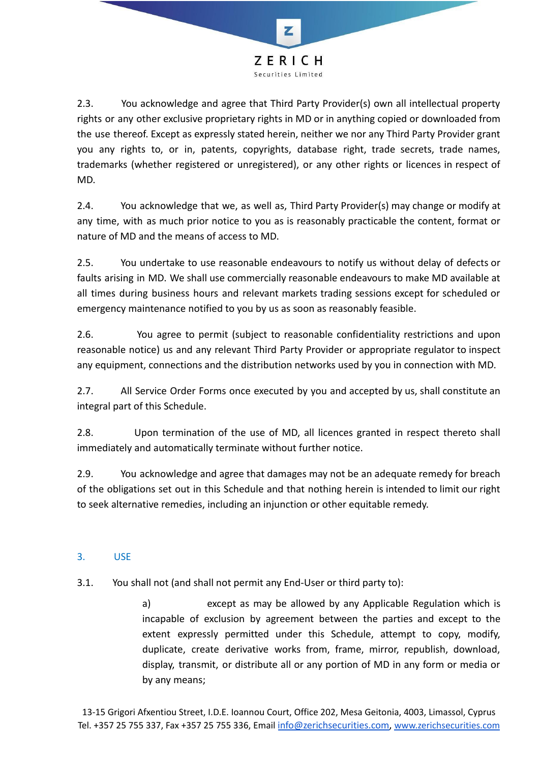2.3. You acknowledge and agree that Third Party Provider(s) own all intellectual property rights or any other exclusive proprietary rights in MD or in anything copied or downloaded from the use thereof. Except as expressly stated herein, neither we nor any Third Party Provider grant you any rights to, or in, patents, copyrights, database right, trade secrets, trade names, trademarks (whether registered or unregistered), or any other rights or licences in respect of MD.

2.4. You acknowledge that we, as well as, Third Party Provider(s) may change or modify at any time, with as much prior notice to you as is reasonably practicable the content, format or nature of MD and the means of access to MD.

2.5. You undertake to use reasonable endeavours to notify us without delay of defects or faults arising in MD. We shall use commercially reasonable endeavours to make MD available at all times during business hours and relevant markets trading sessions except for scheduled or emergency maintenance notified to you by us as soon as reasonably feasible.

2.6. You agree to permit (subject to reasonable confidentiality restrictions and upon reasonable notice) us and any relevant Third Party Provider or appropriate regulator to inspect any equipment, connections and the distribution networks used by you in connection with MD.

2.7. All Service Order Forms once executed by you and accepted by us, shall constitute an integral part of this Schedule.

2.8. Upon termination of the use of MD, all licences granted in respect thereto shall immediately and automatically terminate without further notice.

2.9. You acknowledge and agree that damages may not be an adequate remedy for breach of the obligations set out in this Schedule and that nothing herein is intended to limit our right to seek alternative remedies, including an injunction or other equitable remedy.

## 3. USE

3.1. You shall not (and shall not permit any End-User or third party to):

a) except as may be allowed by any Applicable Regulation which is incapable of exclusion by agreement between the parties and except to the extent expressly permitted under this Schedule, attempt to copy, modify, duplicate, create derivative works from, frame, mirror, republish, download, display, transmit, or distribute all or any portion of MD in any form or media or by any means;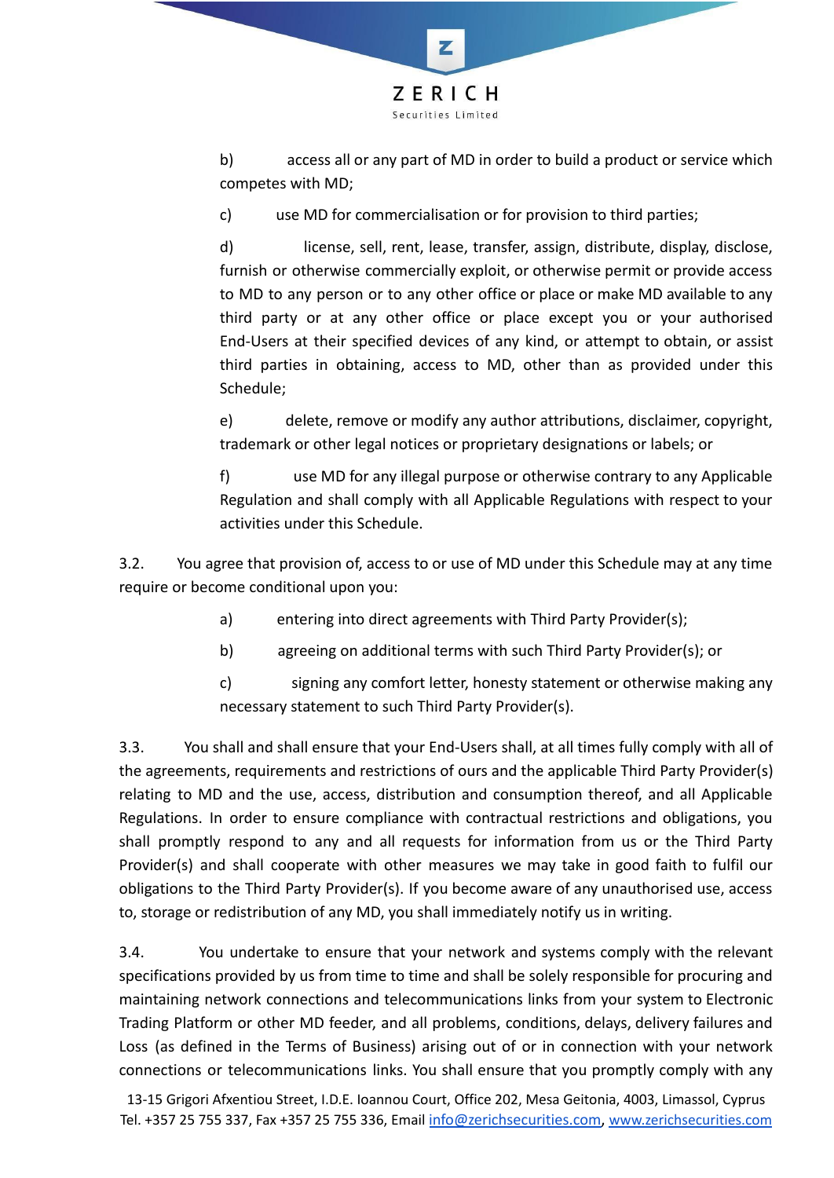b) access all or any part of MD in order to build a product or service which competes with MD;

c) use MD for commercialisation or for provision to third parties;

d) license, sell, rent, lease, transfer, assign, distribute, display, disclose, furnish or otherwise commercially exploit, or otherwise permit or provide access to MD to any person or to any other office or place or make MD available to any third party or at any other office or place except you or your authorised End-Users at their specified devices of any kind, or attempt to obtain, or assist third parties in obtaining, access to MD, other than as provided under this Schedule;

e) delete, remove or modify any author attributions, disclaimer, copyright, trademark or other legal notices or proprietary designations or labels; or

f) use MD for any illegal purpose or otherwise contrary to any Applicable Regulation and shall comply with all Applicable Regulations with respect to your activities under this Schedule.

3.2. You agree that provision of, access to or use of MD under this Schedule may at any time require or become conditional upon you:

a) entering into direct agreements with Third Party Provider(s);

b) agreeing on additional terms with such Third Party Provider(s); or

c) signing any comfort letter, honesty statement or otherwise making any necessary statement to such Third Party Provider(s).

3.3. You shall and shall ensure that your End-Users shall, at all times fully comply with all of the agreements, requirements and restrictions of ours and the applicable Third Party Provider(s) relating to MD and the use, access, distribution and consumption thereof, and all Applicable Regulations. In order to ensure compliance with contractual restrictions and obligations, you shall promptly respond to any and all requests for information from us or the Third Party Provider(s) and shall cooperate with other measures we may take in good faith to fulfil our obligations to the Third Party Provider(s). If you become aware of any unauthorised use, access to, storage or redistribution of any MD, you shall immediately notify us in writing.

3.4. You undertake to ensure that your network and systems comply with the relevant specifications provided by us from time to time and shall be solely responsible for procuring and maintaining network connections and telecommunications links from your system to Electronic Trading Platform or other MD feeder, and all problems, conditions, delays, delivery failures and Loss (as defined in the Terms of Business) arising out of or in connection with your network connections or telecommunications links. You shall ensure that you promptly comply with any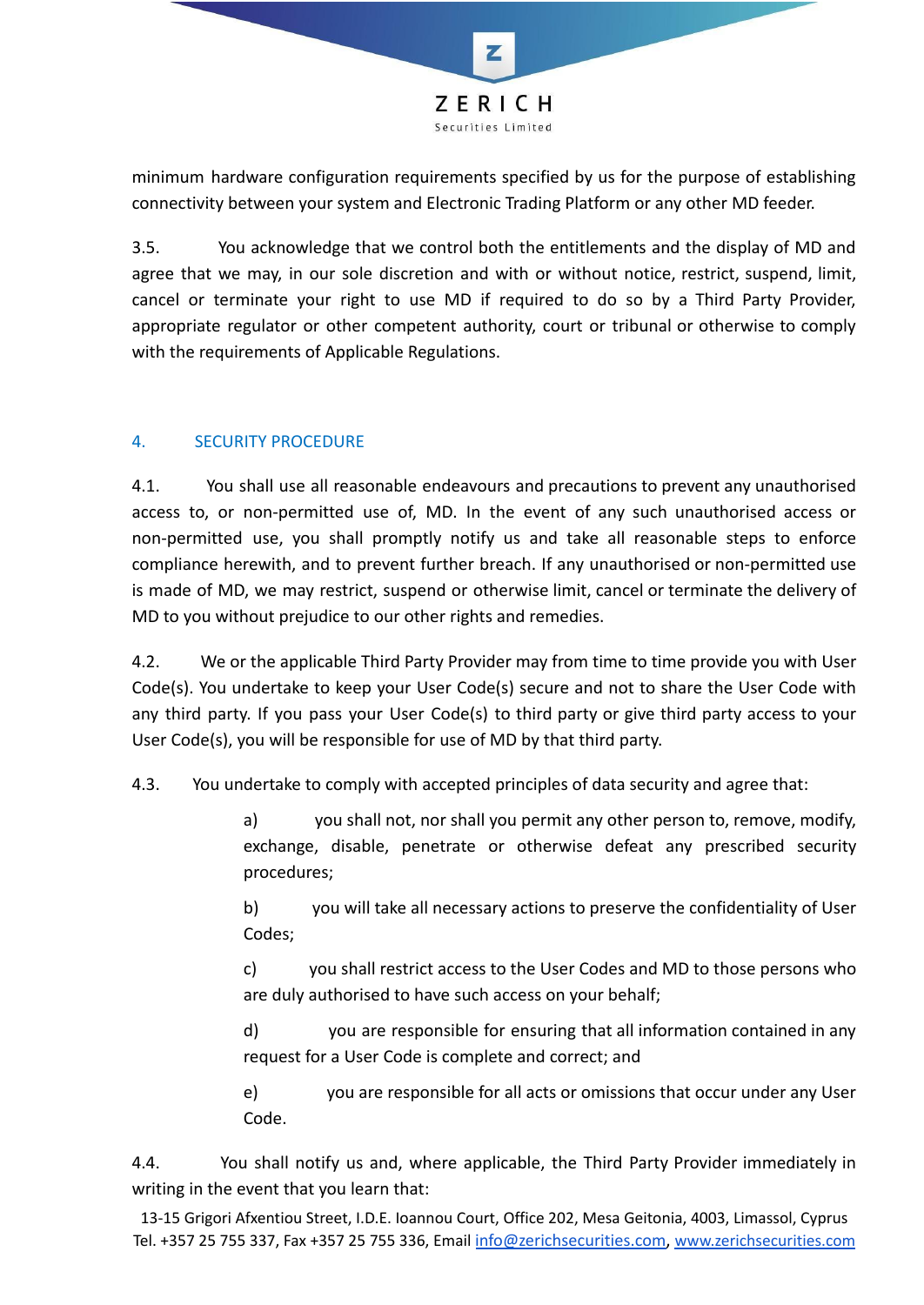minimum hardware configuration requirements specified by us for the purpose of establishing connectivity between your system and Electronic Trading Platform or any other MD feeder.

3.5. You acknowledge that we control both the entitlements and the display of MD and agree that we may, in our sole discretion and with or without notice, restrict, suspend, limit, cancel or terminate your right to use MD if required to do so by a Third Party Provider, appropriate regulator or other competent authority, court or tribunal or otherwise to comply with the requirements of Applicable Regulations.

## 4. SECURITY PROCEDURE

4.1. You shall use all reasonable endeavours and precautions to prevent any unauthorised access to, or non-permitted use of, MD. In the event of any such unauthorised access or non-permitted use, you shall promptly notify us and take all reasonable steps to enforce compliance herewith, and to prevent further breach. If any unauthorised or non-permitted use is made of MD, we may restrict, suspend or otherwise limit, cancel or terminate the delivery of MD to you without prejudice to our other rights and remedies.

4.2. We or the applicable Third Party Provider may from time to time provide you with User Code(s). You undertake to keep your User Code(s) secure and not to share the User Code with any third party. If you pass your User Code(s) to third party or give third party access to your User Code(s), you will be responsible for use of MD by that third party.

4.3. You undertake to comply with accepted principles of data security and agree that:

a) you shall not, nor shall you permit any other person to, remove, modify, exchange, disable, penetrate or otherwise defeat any prescribed security procedures;

b) you will take all necessary actions to preserve the confidentiality of User Codes;

c) you shall restrict access to the User Codes and MD to those persons who are duly authorised to have such access on your behalf;

d) you are responsible for ensuring that all information contained in any request for a User Code is complete and correct; and

e) you are responsible for all acts or omissions that occur under any User Code.

4.4. You shall notify us and, where applicable, the Third Party Provider immediately in writing in the event that you learn that: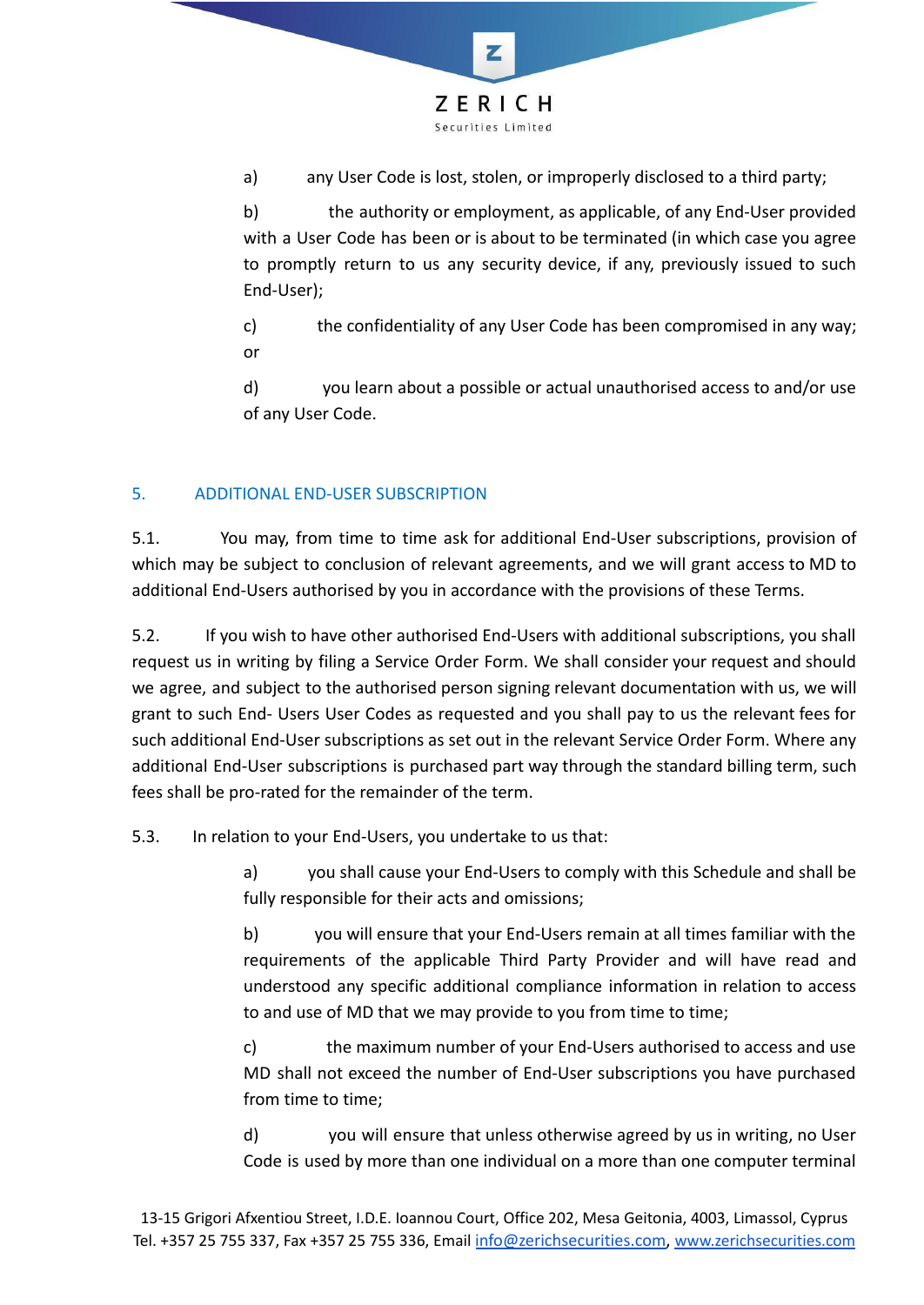a) any User Code is lost, stolen, or improperly disclosed to a third party;

b) the authority or employment, as applicable, of any End-User provided with a User Code has been or is about to be terminated (in which case you agree to promptly return to us any security device, if any, previously issued to such End-User);

c) the confidentiality of any User Code has been compromised in any way; or

d) you learn about a possible or actual unauthorised access to and/or use of any User Code.

## 5. ADDITIONAL END-USER SUBSCRIPTION

5.1. You may, from time to time ask for additional End-User subscriptions, provision of which may be subject to conclusion of relevant agreements, and we will grant access to MD to additional End-Users authorised by you in accordance with the provisions of these Terms.

5.2. If you wish to have other authorised End-Users with additional subscriptions, you shall request us in writing by filing a Service Order Form. We shall consider your request and should we agree, and subject to the authorised person signing relevant documentation with us, we will grant to such End- Users User Codes as requested and you shall pay to us the relevant fees for such additional End-User subscriptions as set out in the relevant Service Order Form. Where any additional End-User subscriptions is purchased part way through the standard billing term, such fees shall be pro-rated for the remainder of the term.

5.3. In relation to your End-Users, you undertake to us that:

a) you shall cause your End-Users to comply with this Schedule and shall be fully responsible for their acts and omissions;

b) you will ensure that your End-Users remain at all times familiar with the requirements of the applicable Third Party Provider and will have read and understood any specific additional compliance information in relation to access to and use of MD that we may provide to you from time to time;

c) the maximum number of your End-Users authorised to access and use MD shall not exceed the number of End-User subscriptions you have purchased from time to time;

d) you will ensure that unless otherwise agreed by us in writing, no User Code is used by more than one individual on a more than one computer terminal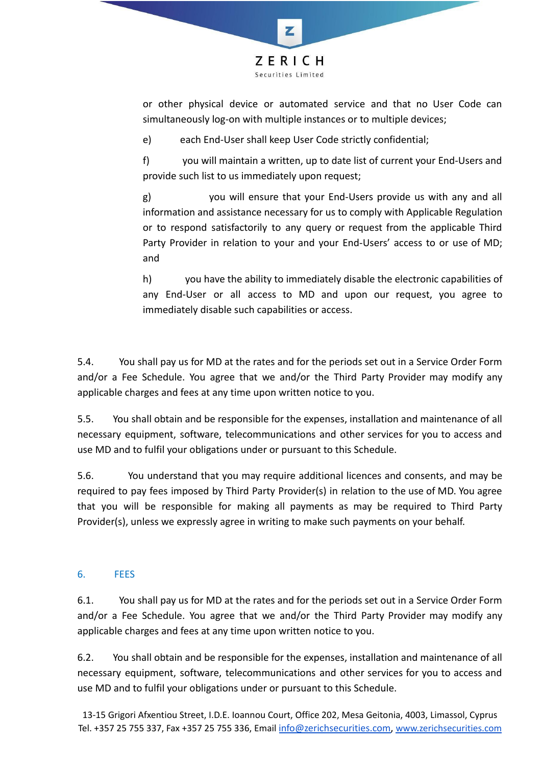or other physical device or automated service and that no User Code can simultaneously log-on with multiple instances or to multiple devices;

e) each End-User shall keep User Code strictly confidential;

f) you will maintain a written, up to date list of current your End-Users and provide such list to us immediately upon request;

g) you will ensure that your End-Users provide us with any and all information and assistance necessary for us to comply with Applicable Regulation or to respond satisfactorily to any query or request from the applicable Third Party Provider in relation to your and your End-Users' access to or use of MD; and

h) you have the ability to immediately disable the electronic capabilities of any End-User or all access to MD and upon our request, you agree to immediately disable such capabilities or access.

5.4. You shall pay us for MD at the rates and for the periods set out in a Service Order Form and/or a Fee Schedule. You agree that we and/or the Third Party Provider may modify any applicable charges and fees at any time upon written notice to you.

5.5. You shall obtain and be responsible for the expenses, installation and maintenance of all necessary equipment, software, telecommunications and other services for you to access and use MD and to fulfil your obligations under or pursuant to this Schedule.

5.6. You understand that you may require additional licences and consents, and may be required to pay fees imposed by Third Party Provider(s) in relation to the use of MD. You agree that you will be responsible for making all payments as may be required to Third Party Provider(s), unless we expressly agree in writing to make such payments on your behalf.

## 6. FEES

6.1. You shall pay us for MD at the rates and for the periods set out in a Service Order Form and/or a Fee Schedule. You agree that we and/or the Third Party Provider may modify any applicable charges and fees at any time upon written notice to you.

6.2. You shall obtain and be responsible for the expenses, installation and maintenance of all necessary equipment, software, telecommunications and other services for you to access and use MD and to fulfil your obligations under or pursuant to this Schedule.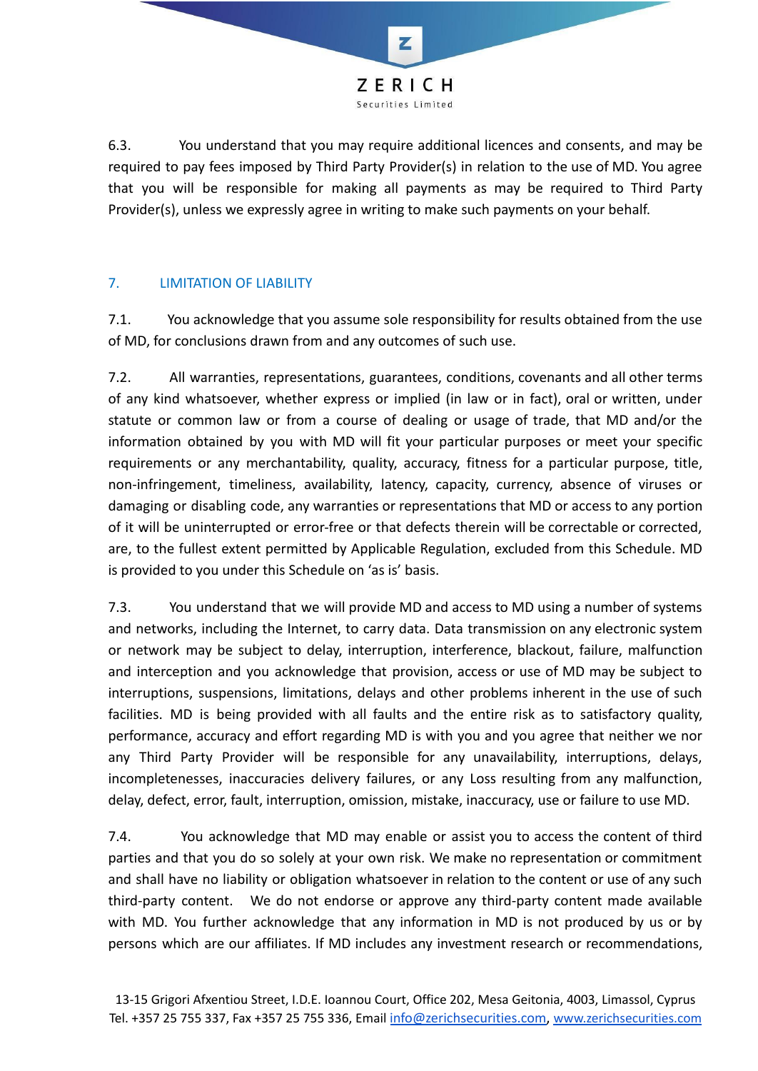6.3. You understand that you may require additional licences and consents, and may be required to pay fees imposed by Third Party Provider(s) in relation to the use of MD. You agree that you will be responsible for making all payments as may be required to Third Party Provider(s), unless we expressly agree in writing to make such payments on your behalf.

## 7. LIMITATION OF LIABILITY

7.1. You acknowledge that you assume sole responsibility for results obtained from the use of MD, for conclusions drawn from and any outcomes of such use.

7.2. All warranties, representations, guarantees, conditions, covenants and all other terms of any kind whatsoever, whether express or implied (in law or in fact), oral or written, under statute or common law or from a course of dealing or usage of trade, that MD and/or the information obtained by you with MD will fit your particular purposes or meet your specific requirements or any merchantability, quality, accuracy, fitness for a particular purpose, title, non-infringement, timeliness, availability, latency, capacity, currency, absence of viruses or damaging or disabling code, any warranties or representations that MD or access to any portion of it will be uninterrupted or error-free or that defects therein will be correctable or corrected, are, to the fullest extent permitted by Applicable Regulation, excluded from this Schedule. MD is provided to you under this Schedule on 'as is' basis.

7.3. You understand that we will provide MD and access to MD using a number of systems and networks, including the Internet, to carry data. Data transmission on any electronic system or network may be subject to delay, interruption, interference, blackout, failure, malfunction and interception and you acknowledge that provision, access or use of MD may be subject to interruptions, suspensions, limitations, delays and other problems inherent in the use of such facilities. MD is being provided with all faults and the entire risk as to satisfactory quality, performance, accuracy and effort regarding MD is with you and you agree that neither we nor any Third Party Provider will be responsible for any unavailability, interruptions, delays, incompletenesses, inaccuracies delivery failures, or any Loss resulting from any malfunction, delay, defect, error, fault, interruption, omission, mistake, inaccuracy, use or failure to use MD.

7.4. You acknowledge that MD may enable or assist you to access the content of third parties and that you do so solely at your own risk. We make no representation or commitment and shall have no liability or obligation whatsoever in relation to the content or use of any such third-party content. We do not endorse or approve any third-party content made available with MD. You further acknowledge that any information in MD is not produced by us or by persons which are our affiliates. If MD includes any investment research or recommendations,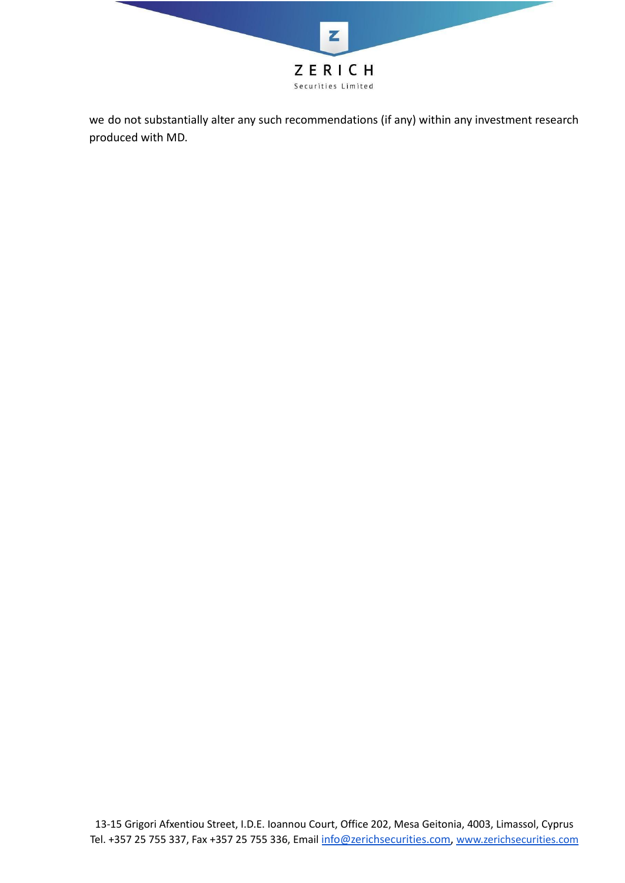we do not substantially alter any such recommendations (if any) within any investment research produced with MD.